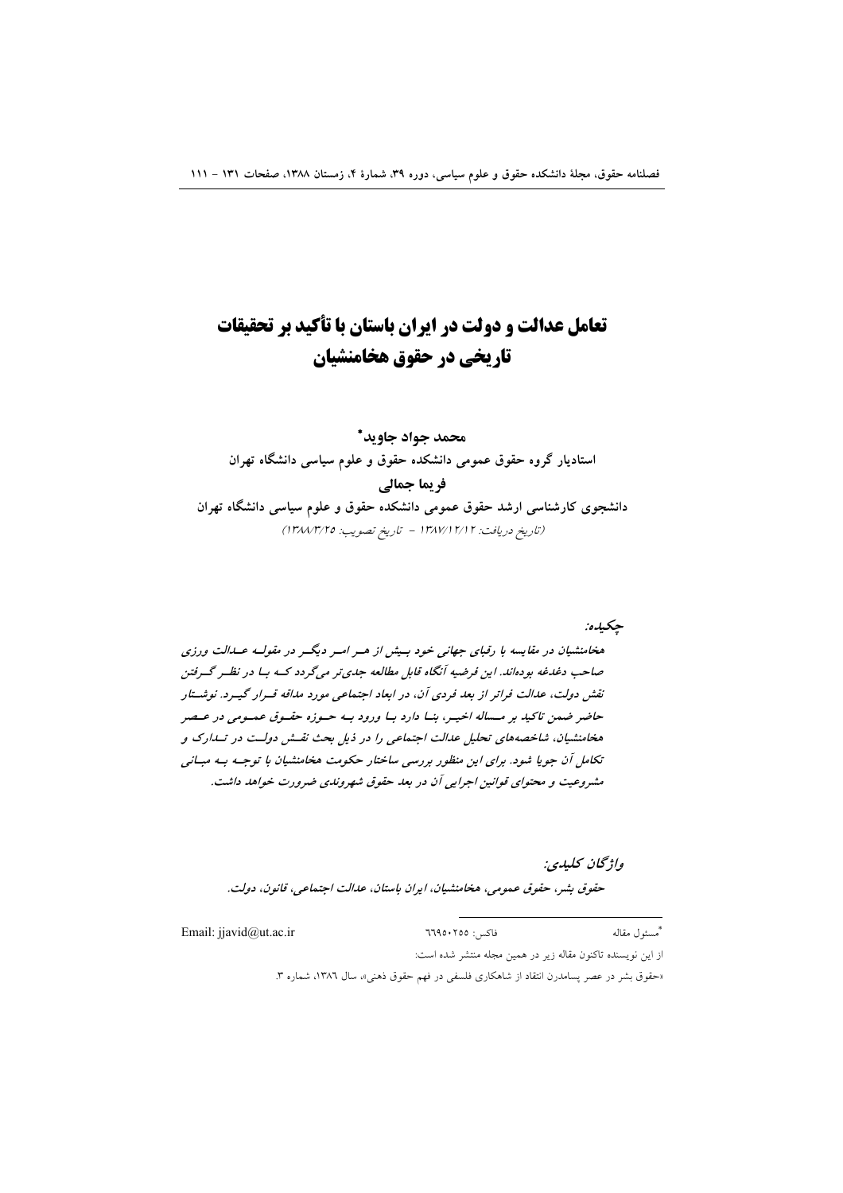# تعامل عدالت و دولت در ایران باستان با تأکید بر تحقیقات تاریخی در حقوق هخامنشیان

**محمد جواد جاوید***

**استادیار گروه حقوق عمومی دانشکده حقوق و علوم سیاسی دانشگاه تهران**

**فریما جمالی**

**دانشجوی کارشناسی ارشد حقوق عمومی دانشکده حقوق و علوم سیاسی دانشگاه تهران**

*(تاریخ دریافت: ۱۳۸۷/۱۲/۱۲ - تاریخ تصویب: ۱۳۸۸/۳/۲۵)*

***چکیده:***

***هخامنشیان در مقایسه با رقبای جهانی خود بیش از هر امر دیگر در مقوله عدالت ورزی صاحب دغدغه بوده‌اند. این فرضیه آنگاه قابل مطالعه جدی‌تر می‌گردد که با در نظر گرفتن نقش دولت، عدالت فراتر از بعد فردی آن، در ابعاد اجتماعی مورد مداقه قرار گیرد. نوشتار حاضر ضمن تاکید بر مساله اخیر، بنا دارد با ورود به حوزه حقوق عمومی در عصر هخامنشیان، شاخصه‌های تحلیل عدالت اجتماعی را در ذیل بحث نقش دولت در تدارک و تکامل آن جویا شود. برای این منظور بررسی ساختار حکومت هخامنشیان با توجه به مبانی مشروعیت و محتوای قوانین اجرایی آن در بعد حقوق شهروندی ضرورت خواهد داشت.***

***واژگان کلیدی:***

***حقوق بشر، حقوق عمومی، هخامنشیان، ایران باستان، عدالت اجتماعی، قانون، دولت.***

---

*مسئول مقاله — فاکس: ۶۶۹۵۰۲۵۵ — Email: jjavid@ut.ac.ir

از این نویسنده تاکنون مقاله زیر در همین مجله منتشر شده است:

«حقوق بشر در عصر پسامدرن انتقاد از شاهکاری فلسفی در فهم حقوق ذهنی»، سال ۱۳۸۶، شماره ۳.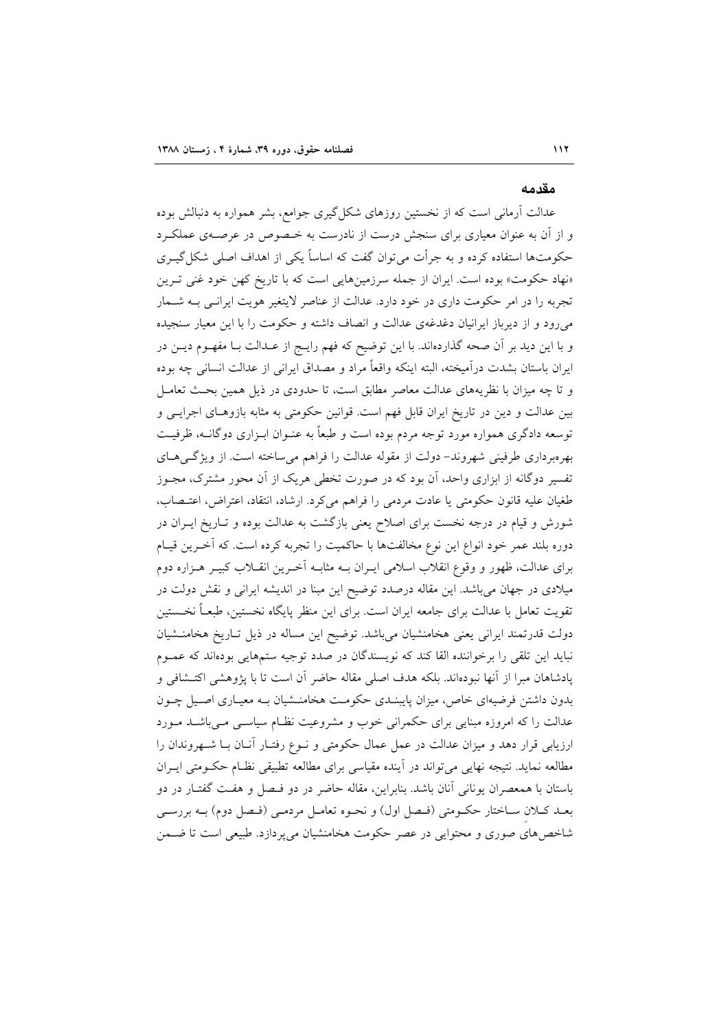## مقدمه

عدالت آرمانی است که از نخستین روزهای شکل‌گیری جوامع، بشر همواره به دنبالش بوده و از آن به عنوان معیاری برای سنجش درست از نادرست به خصوص در عرصه‌ی عملکرد حکومت‌ها استفاده کرده و به جرأت می‌توان گفت که اساساً یکی از اهداف اصلی شکل‌گیری «نهاد حکومت» بوده است. ایران از جمله سرزمین‌هایی است که با تاریخ کهن خود غنی ترین تجربه را در امر حکومت داری در خود دارد. عدالت از عناصر لایتغیر هویت ایرانی به شمار می‌رود و از دیرباز ایرانیان دغدغه‌ی عدالت و انصاف داشته و حکومت را با این معیار سنجیده و با این دید بر آن صحه گذارده‌اند. با این توضیح که فهم رایج از عدالت با مفهوم دین در ایران باستان بشدت درآمیخته، البته اینکه واقعاً مراد و مصداق ایرانی از عدالت انسانی چه بوده و تا چه میزان با نظریه‌های عدالت معاصر مطابق است، تا حدودی در ذیل همین بحث تعامل بین عدالت و دین در تاریخ ایران قابل فهم است. قوانین حکومتی به مثابه بازوهای اجرایی و توسعه دادگری همواره مورد توجه مردم بوده است و طبعاً به عنوان ابزاری دوگانه، ظرفیت بهره‌برداری طرفینی شهروند- دولت از مقوله عدالت را فراهم می‌ساخته است. از ویژگی‌های تفسیر دوگانه از ابزاری واحد، آن بود که در صورت تخطی هریک از آن محور مشترک، مجوز طغیان علیه قانون حکومتی یا عادت مردمی را فراهم می‌کرد. ارشاد، انتقاد، اعتراض، اعتصاب، شورش و قیام در درجه نخست برای اصلاح یعنی بازگشت به عدالت بوده و تاریخ ایران در دوره بلند عمر خود انواع این نوع مخالفت‌ها با حاکمیت را تجربه کرده است. که آخرین قیام برای عدالت، ظهور و وقوع انقلاب اسلامی ایران به مثابه آخرین انقلاب کبیر هزاره دوم میلادی در جهان می‌باشد. این مقاله درصدد توضیح این مبنا در اندیشه ایرانی و نقش دولت در تقویت تعامل با عدالت برای جامعه ایران است. برای این منظر پایگاه نخستین، طبعاً نخستین دولت قدرتمند ایرانی یعنی هخامنشیان می‌باشد. توضیح این مساله در ذیل تاریخ هخامنشیان نباید این تلقی را برخواننده القا کند که نویسندگان در صدد توجیه ستمهایی بوده‌اند که عموم پادشاهان مبرا از آنها نبوده‌اند. بلکه هدف اصلی مقاله حاضر آن است تا با پژوهشی اکتشافی و بدون داشتن فرضیه‌ای خاص، میزان پایبندی حکومت هخامنشیان به معیاری اصیل چون عدالت را که امروزه مبنایی برای حکمرانی خوب و مشروعیت نظام سیاسی می‌باشد مورد ارزیابی قرار دهد و میزان عدالت در عمل عمال حکومتی و نوع رفتار آنان با شهروندان را مطالعه نماید. نتیجه نهایی می‌تواند در آینده مقیاسی برای مطالعه تطبیقی نظام حکومتی ایران باستان با همعصران یونانی آنان باشد. بنابراین، مقاله حاضر در دو فصل و هفت گفتار در دو بعد کلانِ ساختار حکومتی (فصل اول) و نحوه تعامل مردمی (فصل دوم) به بررسی شاخص‌های صوری و محتوایی در عصر حکومت هخامنشیان می‌پردازد. طبیعی است تا ضمن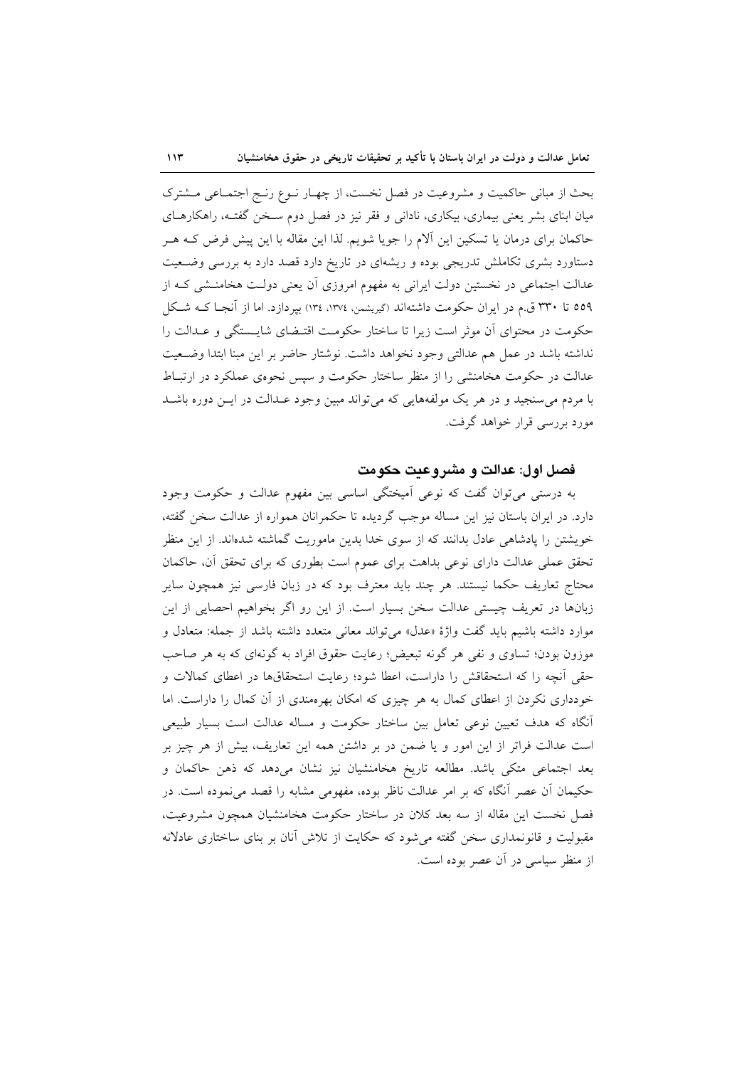بحث از مبانی حاکمیت و مشروعیت در فصل نخست، از چهار نوع رنج اجتماعی مشترک میان ابنای بشر یعنی بیماری، بیکاری، نادانی و فقر نیز در فصل دوم سخن گفته، راهکارهای حاکمان برای درمان یا تسکین این آلام را جویا شویم. لذا این مقاله با این پیش فرض که هر دستاورد بشری تکاملش تدریجی بوده و ریشه‌ای در تاریخ دارد قصد دارد به بررسی وضعیت عدالت اجتماعی در نخستین دولت ایرانی به مفهوم امروزی آن یعنی دولت هخامنشی که از ۵۵۹ تا ۳۳۰ ق.م در ایران حکومت داشته‌اند (گیریشمن، ۱۳۷٤، ۱۳٤) بپردازد. اما از آنجا که شکل حکومت در محتوای آن موثر است زیرا تا ساختار حکومت اقتضای شایستگی و عدالت را نداشته باشد در عمل هم عدالتی وجود نخواهد داشت. نوشتار حاضر بر این مبنا ابتدا وضعیت عدالت در حکومت هخامنشی را از منظر ساختار حکومت و سپس نحوه‌ی عملکرد در ارتباط با مردم می‌سنجید و در هر یک مولفه‌هایی که می‌تواند مبین وجود عدالت در این دوره باشد مورد بررسی قرار خواهد گرفت.

## فصل اول: عدالت و مشروعیت حکومت

به درستی می‌توان گفت که نوعی آمیختگی اساسی بین مفهوم عدالت و حکومت وجود دارد. در ایران باستان نیز این مساله موجب گردیده تا حکمرانان همواره از عدالت سخن گفته، خویشتن را پادشاهی عادل بدانند که از سوی خدا بدین ماموریت گماشته شده‌اند. از این منظر تحقق عملی عدالت دارای نوعی بداهت برای عموم است بطوری که برای تحقق آن، حاکمان محتاج تعاریف حکما نیستند. هر چند باید معترف بود که در زبان فارسی نیز همچون سایر زبان‌ها در تعریف چیستی عدالت سخن بسیار است. از این رو اگر بخواهیم احصایی از این موارد داشته باشیم باید گفت واژهٔ «عدل» می‌تواند معانی متعدد داشته باشد از جمله: متعادل و موزون بودن؛ تساوی و نفی هر گونه تبعیض؛ رعایت حقوق افراد به گونه‌ای که به هر صاحب حقی آنچه را که استحقاقش را داراست، اعطا شود؛ رعایت استحقاق‌ها در اعطای کمالات و خودداری نکردن از اعطای کمال به هر چیزی که امکان بهره‌مندی از آن کمال را داراست. اما آنگاه که هدف تعیین نوعی تعامل بین ساختار حکومت و مساله عدالت است بسیار طبیعی است عدالت فراتر از این امور و یا ضمن در بر داشتن همه این تعاریف، بیش از هر چیز بر بعد اجتماعی متکی باشد. مطالعه تاریخ هخامنشیان نیز نشان می‌دهد که ذهن حاکمان و حکیمان آن عصر آنگاه که بر امر عدالت ناظر بوده، مفهومی مشابه را قصد می‌نموده است. در فصل نخست این مقاله از سه بعد کلان در ساختار حکومت هخامنشیان همچون مشروعیت، مقبولیت و قانونمداری سخن گفته می‌شود که حکایت از تلاش آنان بر بنای ساختاری عادلانه از منظر سیاسی در آن عصر بوده است.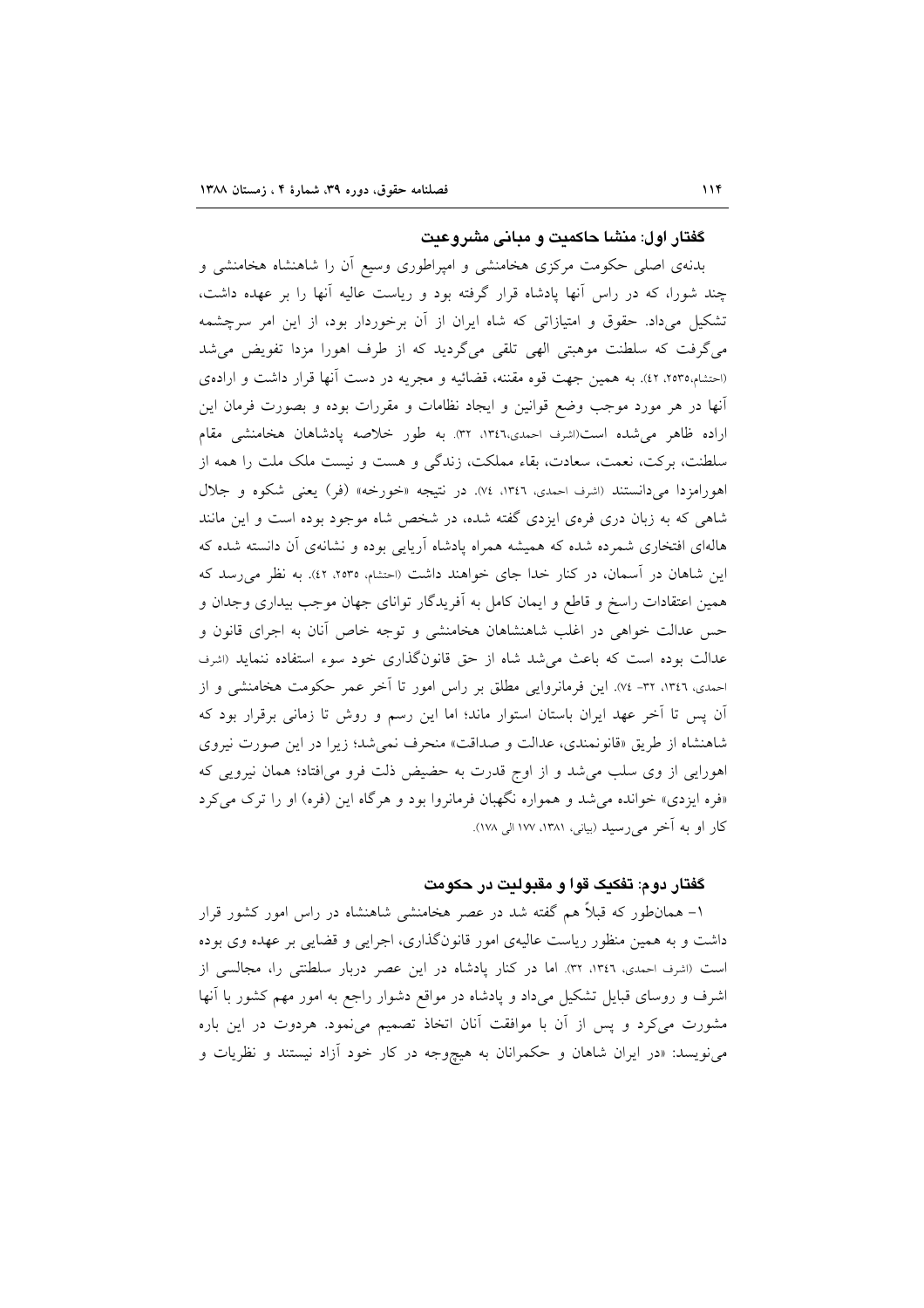### گفتار اول: منشا حاکمیت و مبانی مشروعیت

بدنه‌ی اصلی حکومت مرکزی هخامنشی و امپراطوری وسیع آن را شاهنشاه هخامنشی و چند شورا، که در راس آنها پادشاه قرار گرفته بود و ریاست عالیه آنها را بر عهده داشت، تشکیل می‌داد. حقوق و امتیازاتی که شاه ایران از آن برخوردار بود، از این امر سرچشمه می‌گرفت که سلطنت موهبتی الهی تلقی می‌گردید که از طرف اهورا مزدا تفویض می‌شد (احتشام،۲۵۳۵، ٤۲). به همین جهت قوه مقننه، قضائیه و مجریه در دست آنها قرار داشت و اراده‌ی آنها در هر مورد موجب وضع قوانین و ایجاد نظامات و مقررات بوده و بصورت فرمان این اراده ظاهر می‌شده است(اشرف احمدی،١٣٤٦، ٣٢). به طور خلاصه پادشاهان هخامنشی مقام سلطنت، برکت، نعمت، سعادت، بقاء مملکت، زندگی و هست و نیست ملک ملت را همه از اهورامزدا می‌دانستند (اشرف احمدی، ١٣٤٦، ٧٤). در نتیجه «خورخه» (فر) یعنی شکوه و جلال شاهی که به زبان دری فره‌ی ایزدی گفته شده، در شخص شاه موجود بوده است و این مانند هاله‌ای افتخاری شمرده شده که همیشه همراه پادشاه آریایی بوده و نشانه‌ی آن دانسته شده که این شاهان در آسمان، در کنار خدا جای خواهند داشت (احتشام، ۲۵۳۵، ٤۲). به نظر می‌رسد که همین اعتقادات راسخ و قاطع و ایمان کامل به آفریدگار توانای جهان موجب بیداری وجدان و حس عدالت خواهی در اغلب شاهنشاهان هخامنشی و توجه خاص آنان به اجرای قانون و عدالت بوده است که باعث می‌شد شاه از حق قانونگذاری خود سوء استفاده ننماید (اشرف احمدی، ١٣٤٦، ٣٢- ٧٤). این فرمانروایی مطلق بر راس امور تا آخر عمر حکومت هخامنشی و از آن پس تا آخر عهد ایران باستان استوار ماند؛ اما این رسم و روش تا زمانی برقرار بود که شاهنشاه از طریق «قانونمندی، عدالت و صداقت» منحرف نمی‌شد؛ زیرا در این صورت نیروی اهورایی از وی سلب می‌شد و از اوج قدرت به حضیض ذلت فرو می‌افتاد؛ همان نیرویی که «فره ایزدی» خوانده می‌شد و همواره نگهبان فرمانروا بود و هرگاه این (فره) او را ترک می‌کرد کار او به آخر می‌رسید (بیانی، ١٣٨١، ١٧٧ الی ١٧٨).

### گفتار دوم: تفکیک قوا و مقبولیت در حکومت

١- همانطور که قبلاً هم گفته شد در عصر هخامنشی شاهنشاه در راس امور کشور قرار داشت و به همین منظور ریاست عالیه‌ی امور قانونگذاری، اجرایی و قضایی بر عهده وی بوده است (اشرف احمدی، ١٣٤٦، ٣٢). اما در کنار پادشاه در این عصر دربار سلطنتی را، مجالسی از اشرف و روسای قبایل تشکیل می‌داد و پادشاه در مواقع دشوار راجع به امور مهم کشور با آنها مشورت می‌کرد و پس از آن با موافقت آنان اتخاذ تصمیم می‌نمود. هردوت در این باره می‌نویسد: «در ایران شاهان و حکمرانان به هیچوجه در کار خود آزاد نیستند و نظریات و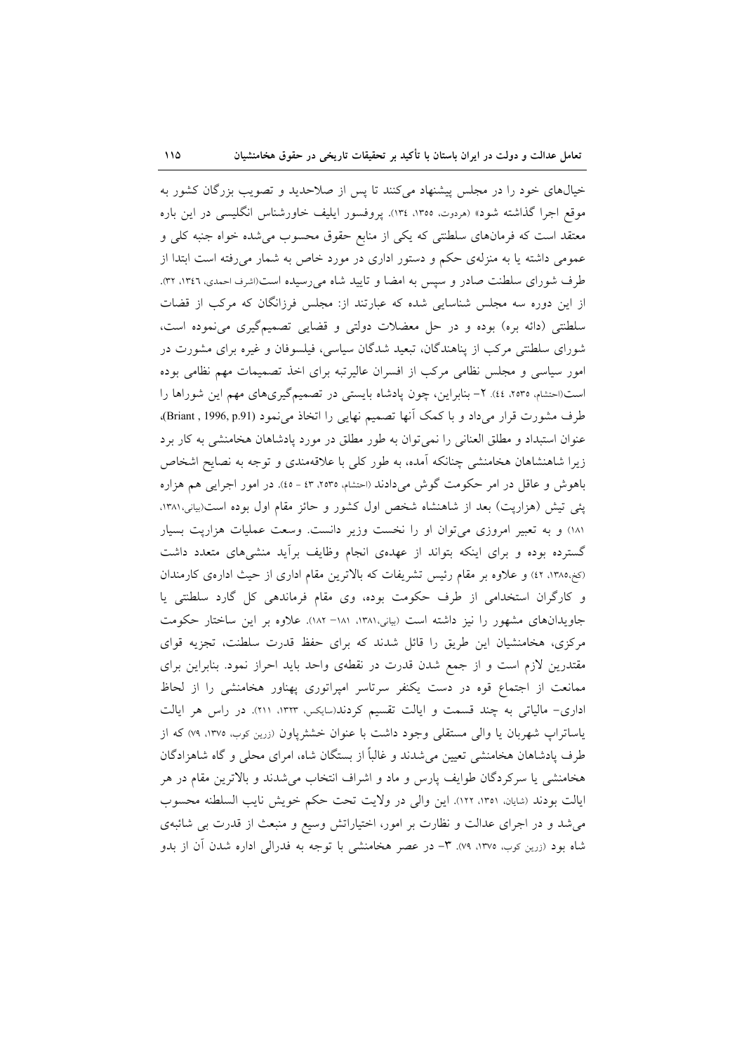خیال‌های خود را در مجلس پیشنهاد می‌کنند تا پس از صلاحدید و تصویب بزرگان کشور به موقع اجرا گذاشته شود» (هردوت، ۱۳۵۵، ۱۳۴). پروفسور ایلیف خاورشناس انگلیسی در این باره معتقد است که فرمان‌های سلطنتی که یکی از منابع حقوق محسوب می‌شده خواه جنبه کلی و عمومی داشته یا به منزله‌ی حکم و دستور اداری در مورد خاص به شمار می‌رفته است ابتدا از طرف شورای سلطنت صادر و سپس به امضا و تایید شاه می‌رسیده است(اشرف احمدی، ۱۳٤٦، ۳۲). از این دوره سه مجلس شناسایی شده که عبارتند از: مجلس فرزانگان که مرکب از قضات سلطنتی (دائه بره) بوده و در حل معضلات دولتی و قضایی تصمیم‌گیری می‌نموده است، شورای سلطنتی مرکب از پناهندگان، تبعید شدگان سیاسی، فیلسوفان و غیره برای مشورت در امور سیاسی و مجلس نظامی مرکب از افسران عالیرتبه برای اخذ تصمیمات مهم نظامی بوده است(احتشام، ۲۵۳۵، ٤٤). ۲- بنابراین، چون پادشاه بایستی در تصمیم‌گیری‌های مهم این شوراها را طرف مشورت قرار می‌داد و با کمک آنها تصمیم نهایی را اتخاذ می‌نمود (Briant , 1996, p.91)، عنوان استبداد و مطلق العنانی را نمی‌توان به طور مطلق در مورد پادشاهان هخامنشی به کار برد زیرا شاهنشاهان هخامنشی چنانکه آمده، به طور کلی با علاقه‌مندی و توجه به نصایح اشخاص باهوش و عاقل در امر حکومت گوش می‌دادند (احتشام، ۲۵۳۵، ٤۳ - ٤٥). در امور اجرایی هم هزاره پئی تیش (هزارپت) بعد از شاهنشاه شخص اول کشور و حائز مقام اول بوده است(بیانی،۱۳۸۱، ۱۸۱) و به تعبیر امروزی می‌توان او را نخست وزیر دانست. وسعت عملیات هزارپت بسیار گسترده بوده و برای اینکه بتواند از عهده‌ی انجام وظایف برآید منشی‌های متعدد داشت (کخ،۱۳۸۵، ٤۲) و علاوه بر مقام رئیس تشریفات که بالاترین مقام اداری از حیث اداره‌ی کارمندان و کارگران استخدامی از طرف حکومت بوده، وی مقام فرماندهی کل گارد سلطنتی یا جاویدان‌های مشهور را نیز داشته است (بیانی،۱۳۸۱، ۱۸۱– ۱۸۲). علاوه بر این ساختار حکومت مرکزی، هخامنشیان این طریق را قائل شدند که برای حفظ قدرت سلطنت، تجزیه قوای مقتدرین لازم است و از جمع شدن قدرت در نقطه‌ی واحد باید احتراز نمود. بنابراین برای ممانعت از اجتماع قوه در دست یکنفر سرتاسر امپراتوری پهناور هخامنشی را از لحاظ اداری- مالیاتی به چند قسمت و ایالت تقسیم کردند(سایکس، ۱۳۲۳، ۲۱۱). در راس هر ایالت یاساتراپ شهربان یا والی مستقلی وجود داشت با عنوان خشترپاون (زرین کوب، ۱۳۷۵، ۷۹) که از طرف پادشاهان هخامنشی تعیین می‌شدند و غالباً از بستگان شاه، امرای محلی و گاه شاهزادگان هخامنشی یا سرکردگان طوایف پارس و ماد و اشراف انتخاب می‌شدند و بالاترین مقام در هر ایالت بودند (شایان، ۱۳۵۱، ۱۲۲). این والی در ولایت تحت حکم خویش نایب السلطنه محسوب می‌شد و در اجرای عدالت و نظارت بر امور، اختیاراتش وسیع و منبعث از قدرت بی شائبه‌ی شاه بود (زرین کوب، ۱۳۷۵، ۷۹). ۳- در عصر هخامنشی با توجه به فدرالی اداره شدن آن از بدو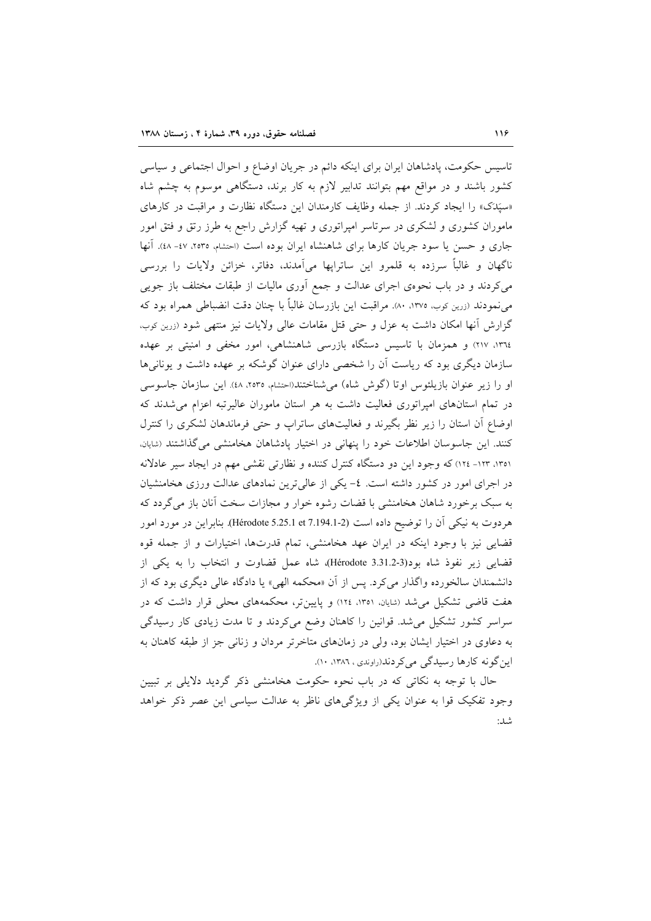تاسیس حکومت، پادشاهان ایران برای اینکه دائم در جریان اوضاع و احوال اجتماعی و سیاسی کشور باشند و در مواقع مهم بتوانند تدابیر لازم به کار برند، دستگاهی موسوم به چشم شاه «سپَدَک» را ایجاد کردند. از جمله وظایف کارمندان این دستگاه نظارت و مراقبت در کارهای ماموران کشوری و لشکری در سرتاسر امپراتوری و تهیه گزارش راجع به طرز رتق و فتق امور جاری و حسن یا سود جریان کارها برای شاهنشاه ایران بوده است (احتشام، ۲۵۳۵، ۴۷- ۴۸). آنها ناگهان و غالباً سرزده به قلمرو این ساتراپها می‌آمدند، دفاتر، خزائن ولایات را بررسی می‌کردند و در باب نحوه‌ی اجرای عدالت و جمع آوری مالیات از طبقات مختلف باز جویی می‌نمودند (زرین کوب، ۱۳۷۵، ۸۰). مراقبت این بازرسان غالباً با چنان دقت انضباطی همراه بود که گزارش آنها امکان داشت به عزل و حتی قتل مقامات عالی ولایات نیز منتهی شود (زرین کوب، ۱۳۶۴، ۲۱۷) و همزمان با تاسیس دستگاه بازرسی شاهنشاهی، امور مخفی و امنیتی بر عهده سازمان دیگری بود که ریاست آن را شخصی دارای عنوان گوشکه بر عهده داشت و یونانی‌ها او را زیر عنوان بازیلئوس اوتا (گوش شاه) می‌شناختند(احتشام، ۲۵۳۵، ۴۸). این سازمان جاسوسی در تمام استان‌های امپراتوری فعالیت داشت به هر استان ماموران عالیرتبه اعزام می‌شدند که اوضاع آن استان را زیر نظر بگیرند و فعالیت‌های ساتراپ و حتی فرماندهان لشکری را کنترل کنند. این جاسوسان اطلاعات خود را پنهانی در اختیار پادشاهان هخامنشی می‌گذاشتند (شایان، ۱۳۵۱، ۱۲۳- ۱۲۴) که وجود این دو دستگاه کنترل کننده و نظارتی نقشی مهم در ایجاد سیر عادلانه در اجرای امور در کشور داشته است. ۴- یکی از عالی‌ترین نمادهای عدالت ورزی هخامنشیان به سبک برخورد شاهان هخامنشی با قضات رشوه خوار و مجازات سخت آنان باز می‌گردد که هردوت به نیکی آن را توضیح داده است (Hérodote 5.25.1 et 7.194.1-2). بنابراین در مورد امور قضایی نیز با وجود اینکه در ایران عهد هخامنشی، تمام قدرت‌ها، اختیارات و از جمله قوه قضایی زیر نفوذ شاه بود(Hérodote 3.31.2-3)، شاه عمل قضاوت و انتخاب را به یکی از دانشمندان سالخورده واگذار می‌کرد. پس از آن «محکمه الهی» یا دادگاه عالی دیگری بود که از هفت قاضی تشکیل می‌شد (شایان، ۱۳۵۱، ۱۲۴) و پایین‌تر، محکمه‌های محلی قرار داشت که در سراسر کشور تشکیل می‌شد. قوانین را کاهنان وضع می‌کردند و تا مدت زیادی کار رسیدگی به دعاوی در اختیار ایشان بود، ولی در زمان‌های متاخرتر مردان و زنانی جز از طبقه کاهنان به این‌گونه کارها رسیدگی می‌کردند(راوندی ، ۱۳۸۶، ۱۰).

حال با توجه به نکاتی که در باب نحوه حکومت هخامنشی ذکر گردید دلایلی بر تبیین وجود تفکیک قوا به عنوان یکی از ویژگی‌های ناظر به عدالت سیاسی این عصر ذکر خواهد شد: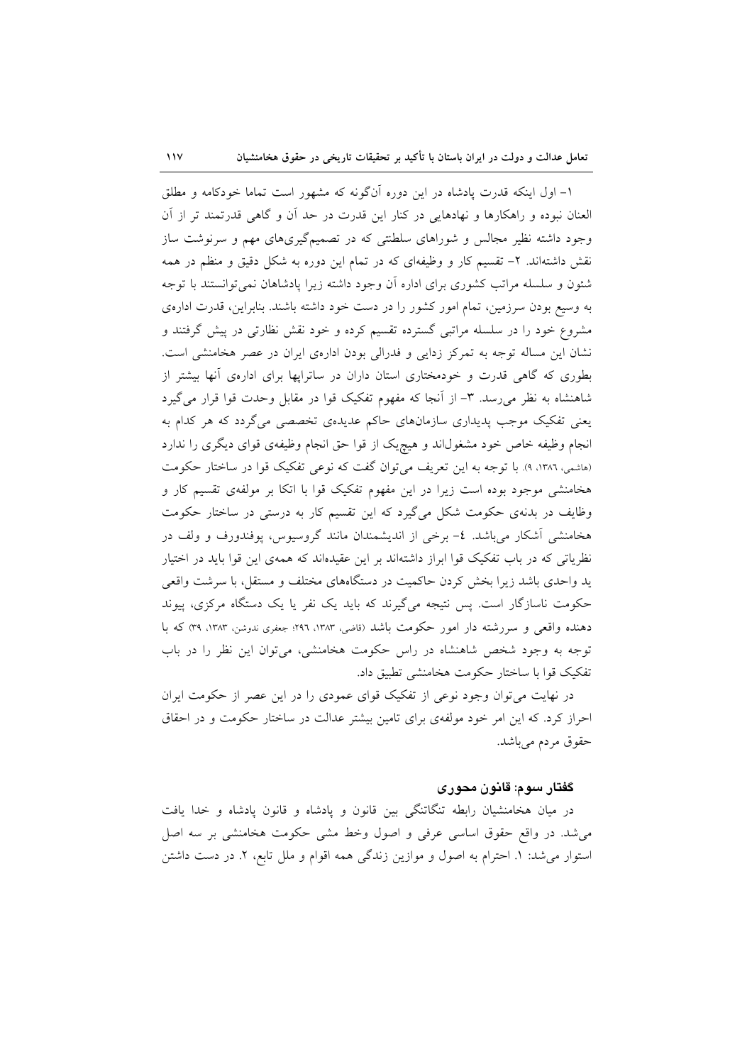۱- اول اینکه قدرت پادشاه در این دوره آن‌گونه که مشهور است تماما خودکامه و مطلق العنان نبوده و راهکارها و نهادهایی در کنار این قدرت در حد آن و گاهی قدرتمند تر از آن وجود داشته نظیر مجالس و شوراهای سلطنتی که در تصمیم‌گیری‌های مهم و سرنوشت ساز نقش داشته‌اند. ۲- تقسیم کار و وظیفه‌ای که در تمام این دوره به شکل دقیق و منظم در همه شئون و سلسله مراتب کشوری برای اداره آن وجود داشته زیرا پادشاهان نمی‌توانستند با توجه به وسیع بودن سرزمین، تمام امور کشور را در دست خود داشته باشند. بنابراین، قدرت اداره‌ی مشروع خود را در سلسله مراتبی گسترده تقسیم کرده و خود نقش نظارتی در پیش گرفتند و نشان این مساله توجه به تمرکز زدایی و فدرالی بودن اداره‌ی ایران در عصر هخامنشی است. بطوری که گاهی قدرت و خودمختاری استان داران در ساتراپها برای اداره‌ی آنها بیشتر از شاهنشاه به نظر می‌رسد. ۳- از آنجا که مفهوم تفکیک قوا در مقابل وحدت قوا قرار می‌گیرد یعنی تفکیک موجب پدیداری سازمان‌های حاکم عدیده‌ی تخصصی می‌گردد که هر کدام به انجام وظیفه خاص خود مشغول‌اند و هیچ‌یک از قوا حق انجام وظیفه‌ی قوای دیگری را ندارد (هاشمی، ۱۳۸۶، ۹). با توجه به این تعریف می‌توان گفت که نوعی تفکیک قوا در ساختار حکومت هخامنشی موجود بوده است زیرا در این مفهوم تفکیک قوا با اتکا بر مولفه‌ی تقسیم کار و وظایف در بدنه‌ی حکومت شکل می‌گیرد که این تقسیم کار به درستی در ساختار حکومت هخامنشی آشکار می‌باشد. ٤- برخی از اندیشمندان مانند گروسیوس، پوفندورف و ولف در نظریاتی که در باب تفکیک قوا ابراز داشته‌اند بر این عقیده‌اند که همه‌ی این قوا باید در اختیار ید واحدی باشد زیرا بخش کردن حاکمیت در دستگاه‌های مختلف و مستقل، با سرشت واقعی حکومت ناسازگار است. پس نتیجه می‌گیرند که باید یک نفر یا یک دستگاه مرکزی، پیوند دهنده واقعی و سررشته دار امور حکومت باشد (قاضی، ۱۳۸۳، ۲۹٦؛ جعفری ندوشن، ۱۳۸۳، ۳۹) که با توجه به وجود شخص شاهنشاه در راس حکومت هخامنشی، می‌توان این نظر را در باب تفکیک قوا با ساختار حکومت هخامنشی تطبیق داد.

در نهایت می‌توان وجود نوعی از تفکیک قوای عمودی را در این عصر از حکومت ایران احراز کرد. که این امر خود مولفه‌ی برای تامین بیشتر عدالت در ساختار حکومت و در احقاق حقوق مردم می‌باشد.

### گفتار سوم: قانون محوری

در میان هخامنشیان رابطه تنگاتنگی بین قانون و پادشاه و قانون پادشاه و خدا یافت می‌شد. در واقع حقوق اساسی عرفی و اصول وخط مشی حکومت هخامنشی بر سه اصل استوار می‌شد: ۱. احترام به اصول و موازین زندگی همه اقوام و ملل تابع، ۲. در دست داشتن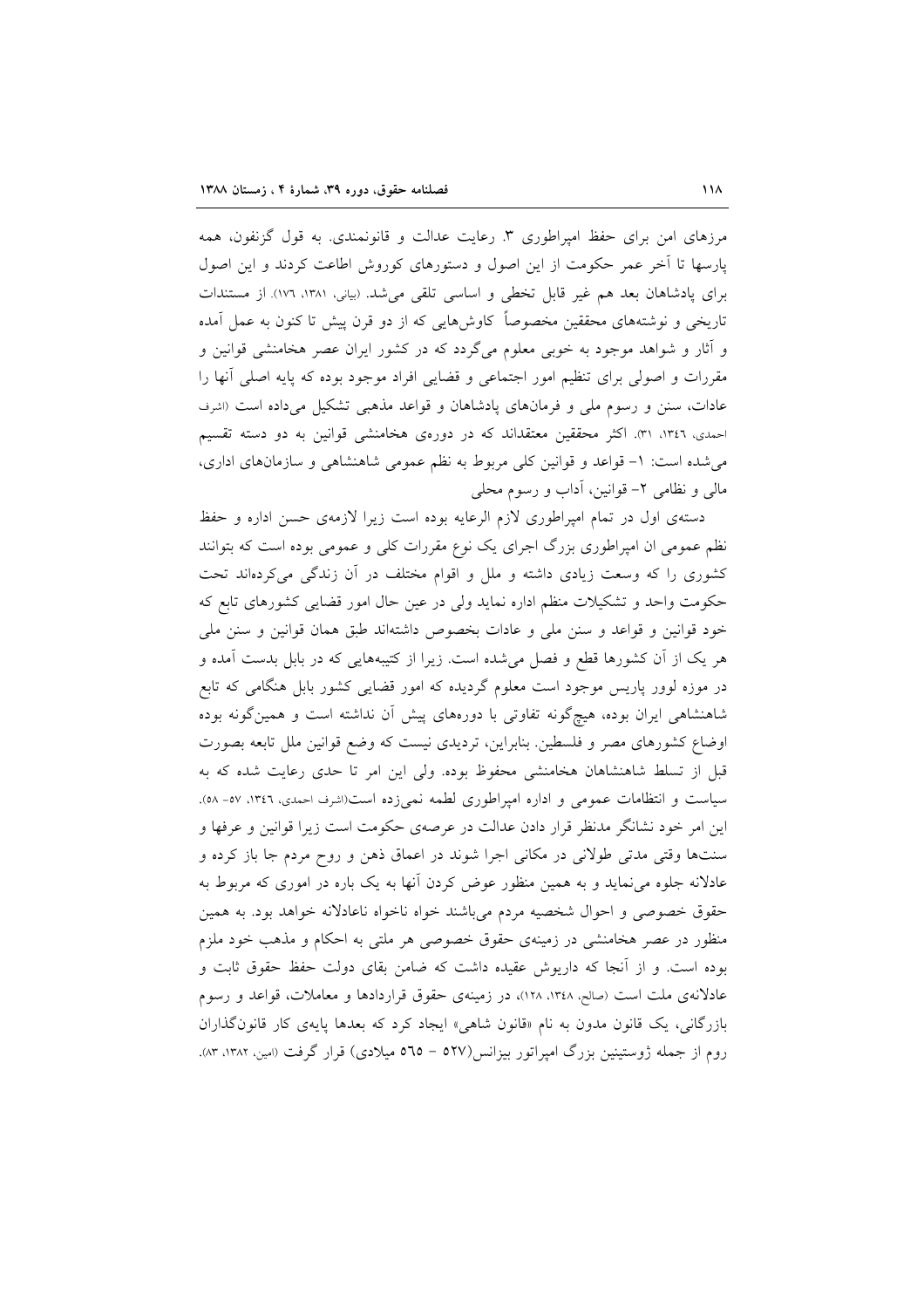مرزهای امن برای حفظ امپراطوری ۳. رعایت عدالت و قانونمندی. به قول گزنفون، همه پارسها تا آخر عمر حکومت از این اصول و دستورهای کوروش اطاعت کردند و این اصول برای پادشاهان بعد هم غیر قابل تخطی و اساسی تلقی می‌شد. (بیانی، ۱۳۸۱، ۱۷۶). از مستندات تاریخی و نوشته‌های محققین مخصوصاً کاوش‌هایی که از دو قرن پیش تا کنون به عمل آمده و آثار و شواهد موجود به خوبی معلوم می‌گردد که در کشور ایران عصر هخامنشی قوانین و مقررات و اصولی برای تنظیم امور اجتماعی و قضایی افراد موجود بوده که پایه اصلی آنها را عادات، سنن و رسوم ملی و فرمان‌های پادشاهان و قواعد مذهبی تشکیل می‌داده است (اشرف احمدی، ۱۳٤٦، ۳۱). اکثر محققین معتقداند که در دوره‌ی هخامنشی قوانین به دو دسته تقسیم می‌شده است: ۱- قواعد و قوانین کلی مربوط به نظم عمومی شاهنشاهی و سازمان‌های اداری، مالی و نظامی ۲- قوانین، آداب و رسوم محلی

دسته‌ی اول در تمام امپراطوری لازم الرعایه بوده است زیرا لازمه‌ی حسن اداره و حفظ نظم عمومی ان امپراطوری بزرگ اجرای یک نوع مقررات کلی و عمومی بوده است که بتوانند کشوری را که وسعت زیادی داشته و ملل و اقوام مختلف در آن زندگی می‌کرده‌اند تحت حکومت واحد و تشکیلات منظم اداره نماید ولی در عین حال امور قضایی کشورهای تابع که خود قوانین و قواعد و سنن ملی و عادات بخصوص داشته‌اند طبق همان قوانین و سنن ملی هر یک از آن کشورها قطع و فصل می‌شده است. زیرا از کتیبه‌هایی که در بابل بدست آمده و در موزه لوور پاریس موجود است معلوم گردیده که امور قضایی کشور بابل هنگامی که تابع شاهنشاهی ایران بوده، هیچ‌گونه تفاوتی با دوره‌های پیش آن نداشته است و همین‌گونه بوده اوضاع کشورهای مصر و فلسطین. بنابراین، تردیدی نیست که وضع قوانین ملل تابعه بصورت قبل از تسلط شاهنشاهان هخامنشی محفوظ بوده. ولی این امر تا حدی رعایت شده که به سیاست و انتظامات عمومی و اداره امپراطوری لطمه نمی‌زده است(اشرف احمدی، ۱۳٤٦، ٥۷- ٥۸). این امر خود نشانگر مدنظر قرار دادن عدالت در عرصه‌ی حکومت است زیرا قوانین و عرفها و سنت‌ها وقتی مدتی طولانی در مکانی اجرا شوند در اعماق ذهن و روح مردم جا باز کرده و عادلانه جلوه می‌نماید و به همین منظور عوض کردن آنها به یک باره در اموری که مربوط به حقوق خصوصی و احوال شخصیه مردم می‌باشند خواه ناخواه ناعادلانه خواهد بود. به همین منظور در عصر هخامنشی در زمینه‌ی حقوق خصوصی هر ملتی به احکام و مذهب خود ملزم بوده است. و از آنجا که داریوش عقیده داشت که ضامن بقای دولت حفظ حقوق ثابت و عادلانه‌ی ملت است (صالح، ۱۳٤۸، ۱۲۸)، در زمینه‌ی حقوق قراردادها و معاملات، قواعد و رسوم بازرگانی، یک قانون مدون به نام «قانون شاهی» ایجاد کرد که بعدها پایه‌ی کار قانونگذاران روم از جمله ژوستینین بزرگ امپراتور بیزانس(٥۲۷ – ٥٦٥ میلادی) قرار گرفت (امین، ۱۳۸۲، ۸۳).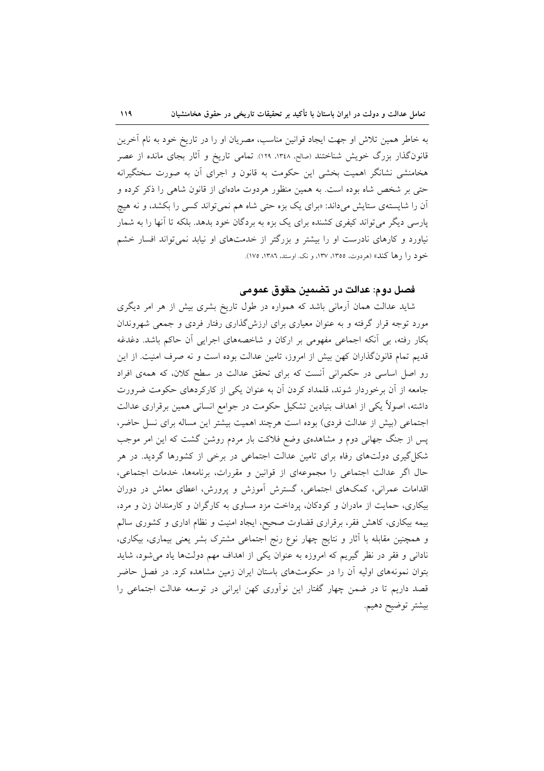به خاطر همین تلاش او جهت ایجاد قوانین مناسب، مصریان او را در تاریخ خود به نام آخرین قانون‌گذار بزرگ خویش شناختند (صالح، ۱۳۴۸، ۱۲۹). تمامی تاریخ و آثار بجای مانده از عصر هخامنشی نشانگر اهمیت بخشی این حکومت به قانون و اجرای آن به صورت سختگیرانه حتی بر شخص شاه بوده است. به همین منظور هردوت ماده‌ای از قانون شاهی را ذکر کرده و آن را شایسته‌ی ستایش می‌داند: «برای یک بزه حتی شاه هم نمی‌تواند کسی را بکشد، و نه هیچ پارسی دیگر می‌تواند کیفری کشنده برای یک بزه به بردگان خود بدهد. بلکه تا آنها را به شمار نیاورد و کارهای نادرست او را بیشتر و بزرگتر از خدمت‌های او نیابد نمی‌تواند افسار خشم خود را رها کند» (هردوت، ۱۳۵۵، ۱۳۷، و نک. اوستد، ۱۳۸۶، ۱۷۵).

## فصل دوم: عدالت در تضمین حقوق عمومی

شاید عدالت همان آرمانی باشد که همواره در طول تاریخ بشری بیش از هر امر دیگری مورد توجه قرار گرفته و به عنوان معیاری برای ارزش‌گذاری رفتار فردی و جمعی شهروندان بکار رفته، بی آنکه اجماعی مفهومی بر ارکان و شاخصه‌های اجرایی آن حاکم باشد. دغدغه قدیم تمام قانون‌گذاران کهن بیش از امروز، تامین عدالت بوده است و نه صرف امنیت. از این رو اصل اساسی در حکمرانی آنست که برای تحقق عدالت در سطح کلان، که همه‌ی افراد جامعه از آن برخوردار شوند، قلمداد کردن آن به عنوان یکی از کارکردهای حکومت ضرورت داشته، اصولاً یکی از اهداف بنیادین تشکیل حکومت در جوامع انسانی همین برقراری عدالت اجتماعی (بیش از عدالت فردی) بوده است هرچند اهمیت بیشتر این مساله برای نسل حاضر، پس از جنگ جهانی دوم و مشاهده‌ی وضع فلاکت بار مردم روشن گشت که این امر موجب شکل‌گیری دولت‌های رفاه برای تامین عدالت اجتماعی در برخی از کشورها گردید. در هر حال اگر عدالت اجتماعی را مجموعه‌ای از قوانین و مقررات، برنامه‌ها، خدمات اجتماعی، اقدامات عمرانی، کمک‌های اجتماعی، گسترش آموزش و پرورش، اعطای معاش در دوران بیکاری، حمایت از مادران و کودکان، پرداخت مزد مساوی به کارگران و کارمندان زن و مرد، بیمه بیکاری، کاهش فقر، برقراری قضاوت صحیح، ایجاد امنیت و نظام اداری و کشوری سالم و همچنین مقابله با آثار و نتایج چهار نوع رنج اجتماعی مشترک بشر یعنی بیماری، بیکاری، نادانی و فقر در نظر گیریم که امروزه به عنوان یکی از اهداف مهم دولت‌ها یاد می‌شود، شاید بتوان نمونه‌های اولیه آن را در حکومت‌های باستان ایران زمین مشاهده کرد. در فصل حاضر قصد داریم تا در ضمن چهار گفتار این نوآوری کهن ایرانی در توسعه عدالت اجتماعی را بیشتر توضیح دهیم.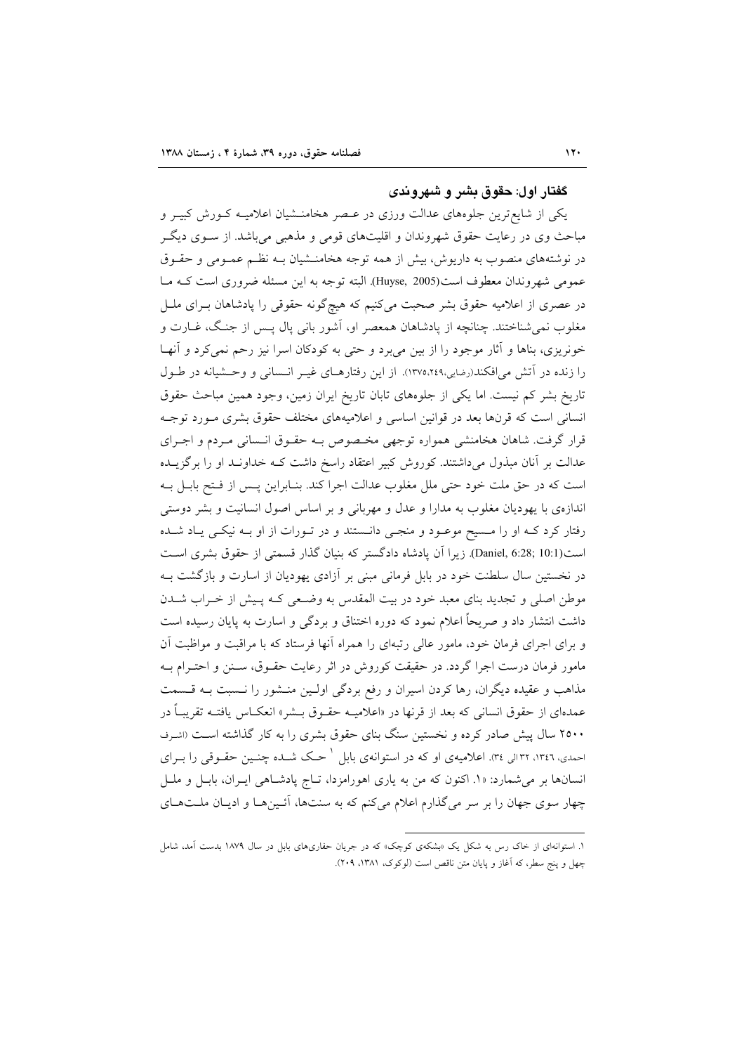### گفتار اول: حقوق بشر و شهروندی

یکی از شایع‌ترین جلوه‌های عدالت ورزی در عصر هخامنشیان اعلامیه کورش کبیر و مباحث وی در رعایت حقوق شهروندان و اقلیت‌های قومی و مذهبی می‌باشد. از سوی دیگر در نوشته‌های منصوب به داریوش، بیش از همه توجه هخامنشیان به نظم عمومی و حقوق عمومی شهروندان معطوف است(Huyse, 2005). البته توجه به این مسئله ضروری است که ما در عصری از اعلامیه حقوق بشر صحبت می‌کنیم که هیچ‌گونه حقوقی را پادشاهان برای ملل مغلوب نمی‌شناختند. چنانچه از پادشاهان همعصر او، آشور بانی پال پس از جنگ، غارت و خونریزی، بناها و آثار موجود را از بین می‌برد و حتی به کودکان اسرا نیز رحم نمی‌کرد و آنها را زنده در آتش می‌افکند(رضایی،۱۳۷۵،۲۴۹). از این رفتارهای غیر انسانی و وحشیانه در طول تاریخ بشر کم نیست. اما یکی از جلوه‌های تابان تاریخ ایران زمین، وجود همین مباحث حقوق انسانی است که قرن‌ها بعد در قوانین اساسی و اعلامیه‌های مختلف حقوق بشری مورد توجه قرار گرفت. شاهان هخامنشی همواره توجهی مخصوص به حقوق انسانی مردم و اجرای عدالت بر آنان مبذول می‌داشتند. کوروش کبیر اعتقاد راسخ داشت که خداوند او را برگزیده است که در حق ملت خود حتی ملل مغلوب عدالت اجرا کند. بنابراین پس از فتح بابل به اندازه‌ی با یهودیان مغلوب به مدارا و عدل و مهربانی و بر اساس اصول انسانیت و بشر دوستی رفتار کرد که او را مسیح موعود و منجی دانستند و در تورات از او به نیکی یاد شده است(Daniel, 6:28; 10:1). زیرا آن پادشاه دادگستر که بنیان گذار قسمتی از حقوق بشری است در نخستین سال سلطنت خود در بابل فرمانی مبنی بر آزادی یهودیان از اسارت و بازگشت به موطن اصلی و تجدید بنای معبد خود در بیت المقدس به وضعی که پیش از خراب شدن داشت انتشار داد و صریحاً اعلام نمود که دوره اختناق و بردگی و اسارت به پایان رسیده است و برای اجرای فرمان خود، مامور عالی رتبه‌ای را همراه آنها فرستاد که با مراقبت و مواظبت آن مامور فرمان درست اجرا گردد. در حقیقت کوروش در اثر رعایت حقوق، سنن و احترام به مذاهب و عقیده دیگران، رها کردن اسیران و رفع بردگی اولین منشور را نسبت به قسمت عمده‌ای از حقوق انسانی که بعد از قرنها در «اعلامیه حقوق بشر» انعکاس یافته تقریباً در ۲۵۰۰ سال پیش صادر کرده و نخستین سنگ بنای حقوق بشری را به کار گذاشته است (اشرف احمدی، ۱۳۴۶، ۳۲ الی ۳۴). اعلامیه‌ی او که در استوانه‌ای بابل [۱] حک شده چنین حقوقی را برای انسان‌ها بر می‌شمارد: «۱. اکنون که من به یاری اهورامزدا، تاج پادشاهی ایران، بابل و ملل چهار سوی جهان را بر سر می‌گذارم اعلام می‌کنم که به سنت‌ها، آئین‌ها و ادیان ملت‌های

---

۱. استوانه‌ای از خاک رس به شکل یک «بشکه‌ی کوچک» که در جریان حفاری‌های بابل در سال ۱۸۷۹ بدست آمد، شامل چهل و پنج سطر، که آغاز و پایان متن ناقص است (لوکوک، ۱۳۸۱، ۲۰۹).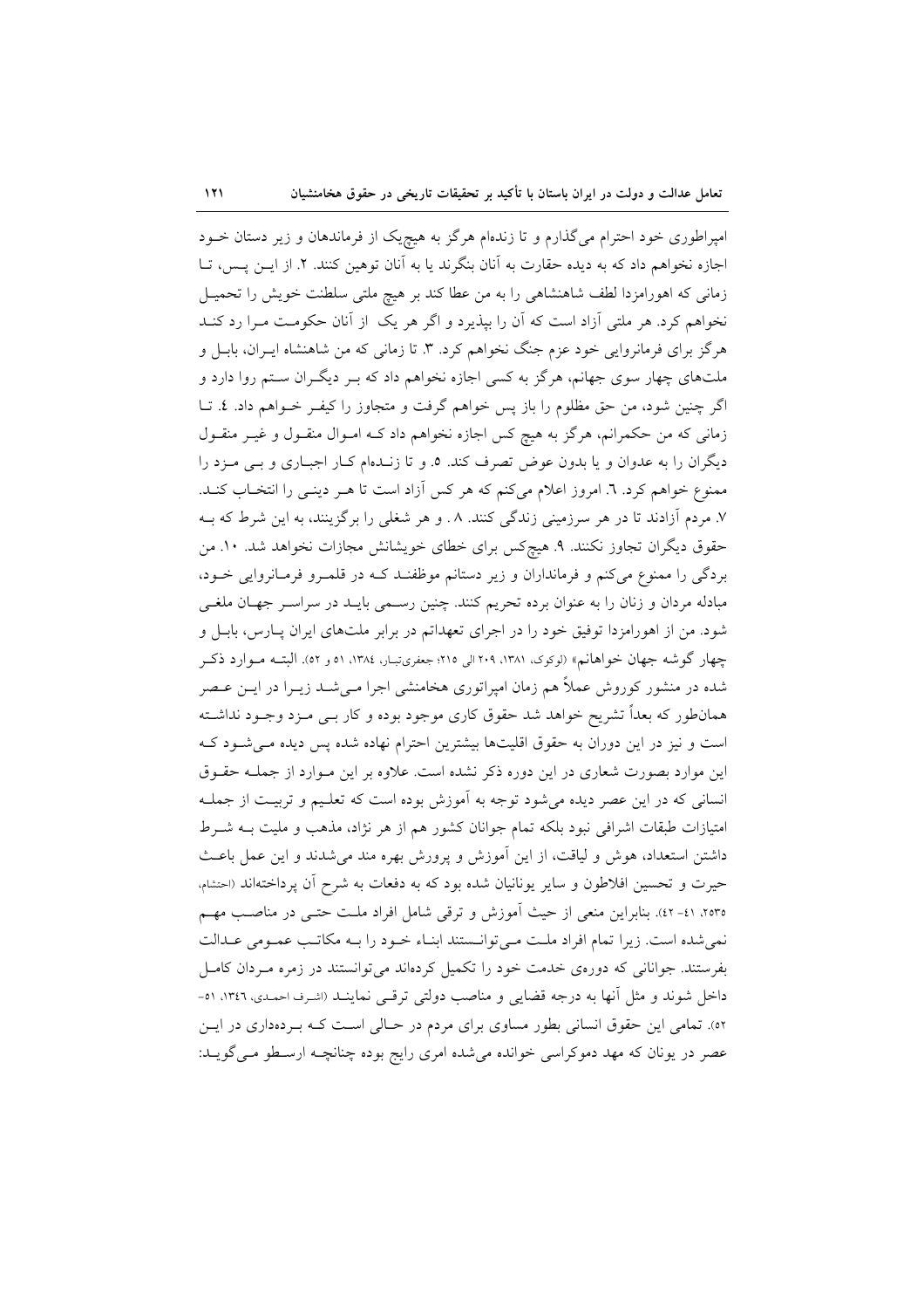امپراطوری خود احترام می‌گذارم و تا زنده‌ام هرگز به هیچ‌یک از فرماندهان و زیر دستان خـود اجازه نخواهم داد که به دیده حقارت به آنان بنگرند یا به آنان توهین کنند. ۲. از ایـن پـس، تـا زمانی که اهورامزدا لطف شاهنشاهی را به من عطا کند بر هیچ ملتی سلطنت خویش را تحمیـل نخواهم کرد. هر ملتی آزاد است که آن را بپذیرد و اگر هر یک از آنان حکومـت مـرا رد کنـد هرگز برای فرمانروایی خود عزم جنگ نخواهم کرد. ۳. تا زمانی که من شاهنشاه ایـران، بابـل و ملت‌های چهار سوی جهانم، هرگز به کسی اجازه نخواهم داد که بـر دیگـران سـتم روا دارد و اگر چنین شود، من حق مظلوم را باز پس خواهم گرفت و متجاوز را کیفـر خـواهم داد. ٤. تـا زمانی که من حکمرانم، هرگز به هیچ کس اجازه نخواهم داد کـه امـوال منقـول و غیـر منقـول دیگران را به عدوان و یا بدون عوض تصرف کند. ٥. و تا زنـده‌ام کـار اجبـاری و بـی مـزد را ممنوع خواهم کرد. ٦. امروز اعلام می‌کنم که هر کس آزاد است تا هـر دینـی را انتخـاب کنـد. ۷. مردم آزادند تا در هر سرزمینی زندگی کنند. ۸ . و هر شغلی را برگزینند، به این شرط که بـه حقوق دیگران تجاوز نکنند. ۹. هیچ‌کس برای خطای خویشانش مجازات نخواهد شد. ۱۰. من بردگی را ممنوع می‌کنم و فرمانداران و زیر دستانم موظفنـد کـه در قلمـرو فرمـانروایی خـود، مبادله مردان و زنان را به عنوان برده تحریم کنند. چنین رسـمی بایـد در سراسـر جهـان ملغـی شود. من از اهورامزدا توفیق خود را در اجرای تعهداتم در برابر ملت‌های ایران پـارس، بابـل و چهار گوشه جهان خواهانم» (لوکوک، ۱۳۸۱، ۲۰۹ الی ۲۱۵؛ جعفری‌تبـار، ۱۳۸٤، ٥۱ و ٥۲). البتـه مـوارد ذکـر شده در منشور کوروش عملاً هم زمان امپراتوری هخامنشی اجرا مـی‌شـد زیـرا در ایـن عـصر همان‌طور که بعداً تشریح خواهد شد حقوق کاری موجود بوده و کار بـی مـزد وجـود نداشـته است و نیز در این دوران به حقوق اقلیت‌ها بیشترین احترام نهاده شده پس دیده مـی‌شـود کـه این موارد بصورت شعاری در این دوره ذکر نشده است. علاوه بر این مـوارد از جملـه حقـوق انسانی که در این عصر دیده می‌شود توجه به آموزش بوده است که تعلـیم و تربیـت از جملـه امتیازات طبقات اشرافی نبود بلکه تمام جوانان کشور هم از هر نژاد، مذهب و ملیت بـه شـرط داشتن استعداد، هوش و لیاقت، از این آموزش و پرورش بهره مند می‌شدند و این عمل باعـث حیرت و تحسین افلاطون و سایر یونانیان شده بود که به دفعات به شرح آن پرداخته‌اند (احتشام، ۲٥۳٥، ٤۱- ٤۲). بنابراین منعی از حیث آموزش و ترقی شامل افراد ملـت حتـی در مناصـب مهـم نمی‌شده است. زیرا تمام افراد ملـت مـی‌توانـستند ابنـاء خـود را بـه مکاتـب عمـومی عـدالت بفرستند. جوانانی که دوره‌ی خدمت خود را تکمیل کرده‌اند می‌توانستند در زمره مـردان کامـل داخل شوند و مثل آنها به درجه قضایی و مناصب دولتی ترقـی نماینـد (اشـرف احمـدی، ۱۳٤٦، ٥۱- ٥۲). تمامی این حقوق انسانی بطور مساوی برای مردم در حـالی اسـت کـه بـرده‌داری در ایـن عصر در یونان که مهد دموکراسی خوانده می‌شده امری رایج بوده چنانچـه ارسـطو مـی‌گویـد: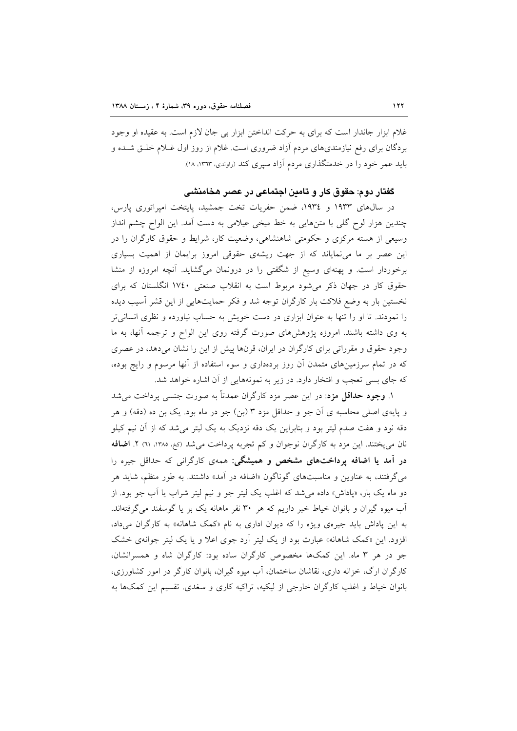غلام ابزار جاندار است که برای به حرکت انداختن ابزار بی جان لازم است. به عقیده او وجود بردگان برای رفع نیازمندی‌های مردم آزاد ضروری است. غلام از روز اول غـلام خلـق شـده و باید عمر خود را در خدمتگذاری مردم آزاد سپری کند (راوندی، ۱۳۶۳، ۱۸).

### گفتار دوم: حقوق کار و تامین اجتماعی در عصر هخامنشی

در سال‌های ۱۹۳۳ و ۱۹۳۴، ضمن حفریات تخت جمشید، پایتخت امپراتوری پارس، چندین هزار لوح گلی با متن‌هایی به خط میخی عیلامی به دست آمد. این الواح چشم انداز وسیعی از هسته مرکزی و حکومتی شاهنشاهی، وضعیت کار، شرایط و حقوق کارگران را در این عصر بر ما می‌نمایاند که از جهت ریشه‌ی حقوقی امروز برایمان از اهمیت بسیاری برخوردار است. و پهنه‌ای وسیع از شگفتی را در درونمان می‌گشاید. آنچه امروزه از منشا حقوق کار در جهان ذکر می‌شود مربوط است به انقلاب صنعتی ۱۷۴۰ انگلستان که برای نخستین بار به وضع فلاکت بار کارگران توجه شد و فکر حمایت‌هایی از این قشر آسیب دیده را نمودند. تا او را تنها به عنوان ابزاری در دست خویش به حساب نیاورده و نظری انسانی‌تر به وی داشته باشند. امروزه پژوهش‌های صورت گرفته روی این الواح و ترجمه آنها، به ما وجود حقوق و مقرراتی برای کارگران در ایران، قرن‌ها پیش از این را نشان می‌دهد، در عصری که در تمام سرزمین‌های متمدن آن روز برده‌داری و سوء استفاده از آنها مرسوم و رایج بوده، که جای بسی تعجب و افتخار دارد. در زیر به نمونه‌هایی از آن اشاره خواهد شد.

۱. **وجود حداقل مزد**: در این عصر مزد کارگران عمدتاً به صورت جنسی پرداخت می‌شد و پایه‌ی اصلی محاسبه ی آن جو و حداقل مزد ۳ (بن) جو در ماه بود. یک بن ده (دقه) و هر دقه نود و هفت صدم لیتر بود و بنابراین یک دقه نزدیک به یک لیتر می‌شد که از آن نیم کیلو نان می‌پختند. این مزد به کارگران نوجوان و کم تجربه پرداخت می‌شد (کخ، ۱۳۸۵، ۶۱) ۲. **اضافه در آمد یا اضافه پرداخت‌های مشخص و همیشگی**: همه‌ی کارگرانی که حداقل جیره را می‌گرفتند، به عناوین و مناسبت‌های گوناگون «اضافه در آمد» داشتند. به طور منظم، شاید هر دو ماه یک بار، «پاداش» داده می‌شد که اغلب یک لیتر جو و نیم لیتر شراب یا آب جو بود. از آب میوه گیران و بانوان خیاط خبر داریم که هر ۳۰ نفر ماهانه یک بز یا گوسفند می‌گرفته‌اند. به این پاداش باید جیره‌ی ویژه را که دیوان اداری به نام «کمک شاهانه» به کارگران می‌داد، افزود. این «کمک شاهانه» عبارت بود از یک لیتر آرد جوی اعلا و یا یک لیتر جوانه‌ی خشک جو در هر ۳ ماه. این کمک‌ها مخصوص کارگران ساده بود: کارگران شاه و همسرانشان، کارگران ارگ، خزانه داری، نقاشان ساختمان، آب میوه گیران، بانوان کارگر در امور کشاورزی، بانوان خیاط و اغلب کارگران خارجی از لیکیه، تراکیه کاری و سغدی. تقسیم این کمک‌ها به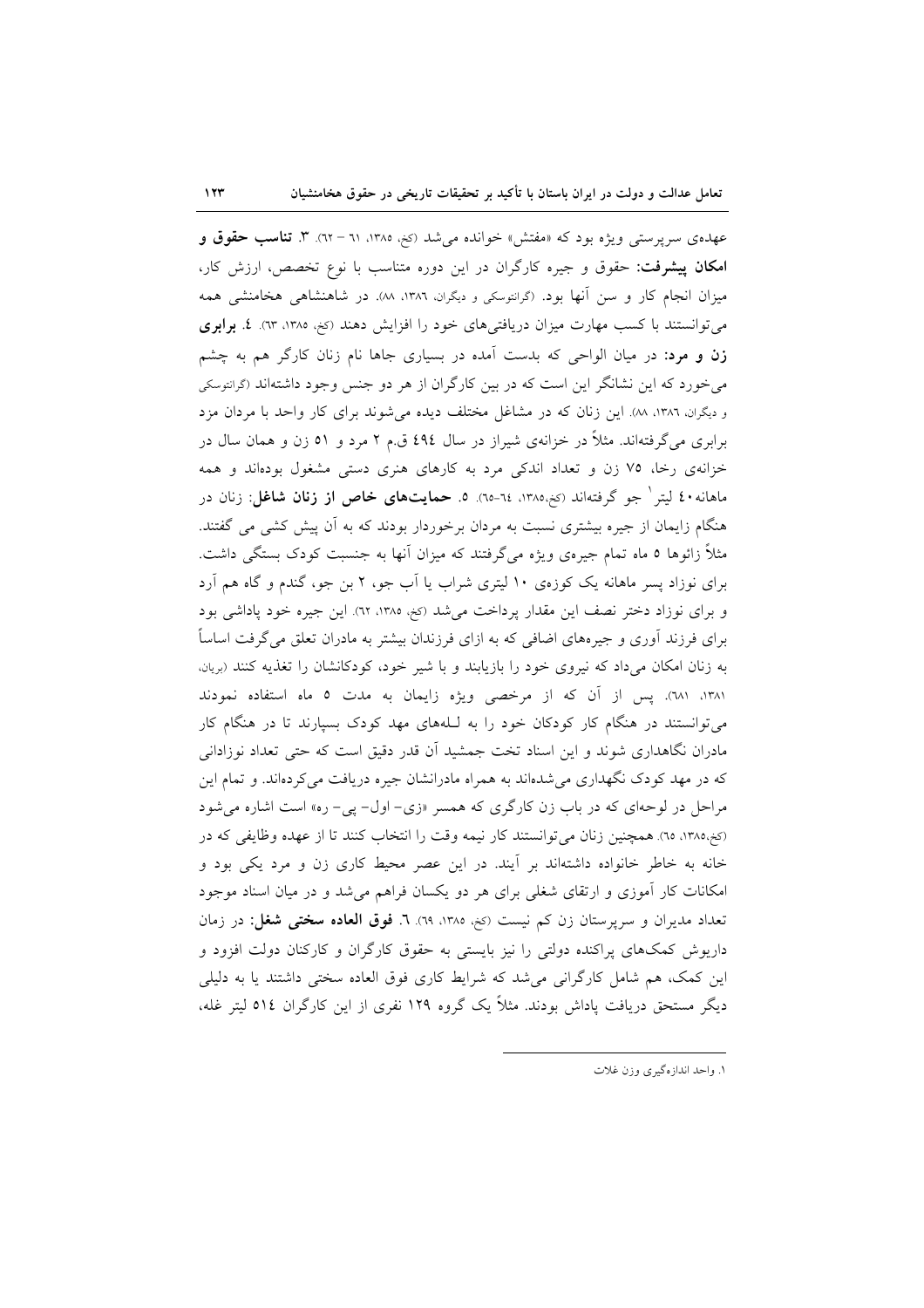عهده‌ی سرپرستی ویژه بود که «مفتش» خوانده می‌شد (کخ، ۱۳۸۵، ٦١ – ٦٢). ۳. **تناسب حقوق و امکان پیشرفت:** حقوق و جیره کارگران در این دوره متناسب با نوع تخصص، ارزش کار، میزان انجام کار و سن آنها بود. (گرانتوسکی و دیگران، ۱۳۸٦، ۸۸). در شاهنشاهی هخامنشی همه می‌توانستند با کسب مهارت میزان دریافتی‌های خود را افزایش دهند (کخ، ۱۳۸۵، ٦۳). ٤. **برابری زن و مرد:** در میان الواحی که بدست آمده در بسیاری جاها نام زنان کارگر هم به چشم می‌خورد که این نشانگر این است که در بین کارگران از هر دو جنس وجود داشته‌اند (گرانتوسکی و دیگران، ۱۳۸٦، ۸۸). این زنان که در مشاغل مختلف دیده می‌شوند برای کار واحد با مردان مزد برابری می‌گرفته‌اند. مثلاً در خزانه‌ی شیراز در سال ٤٩٤ ق.م ۲ مرد و ۵۱ زن و همان سال در خزانه‌ی رخا، ۷۵ زن و تعداد اندکی مرد به کارهای هنری دستی مشغول بوده‌اند و همه ماهانه ٤٠ لیتر[1] جو گرفته‌اند (کخ،۱۳۸۵، ٦٤-٦۵). ۵. **حمایت‌های خاص از زنان شاغل:** زنان در هنگام زایمان از جیره بیشتری نسبت به مردان برخوردار بودند که به آن پیش کشی می گفتند. مثلاً زائوها ۵ ماه تمام جیره‌ی ویژه می‌گرفتند که میزان آنها به جنسبت کودک بستگی داشت. برای نوزاد پسر ماهانه یک کوزه‌ی ۱۰ لیتری شراب یا آب جو، ۲ بن جو، گندم و گاه هم آرد و برای نوزاد دختر نصف این مقدار پرداخت می‌شد (کخ، ۱۳۸۵، ٦۲). این جیره خود پاداشی بود برای فرزند آوری و جیره‌های اضافی که به ازای فرزندان بیشتر به مادران تعلق می‌گرفت اساساً به زنان امکان می‌داد که نیروی خود را بازیابند و با شیر خود، کودکانشان را تغذیه کنند (بریان، ۱۳۸۱، ٦۸۱). پس از آن که از مرخصی ویژه زایمان به مدت ۵ ماه استفاده نمودند می‌توانستند در هنگام کار کودکان خود را به لـله‌های مهد کودک بسپارند تا در هنگام کار مادران نگاهداری شوند و این اسناد تخت جمشید آن قدر دقیق است که حتی تعداد نوزادانی که در مهد کودک نگهداری می‌شده‌اند به همراه مادرانشان جیره دریافت می‌کرده‌اند. و تمام این مراحل در لوحه‌ای که در باب زن کارگری که همسر «زی- اول- پی- ره» است اشاره می‌شود (کخ،۱۳۸۵، ٦۵). همچنین زنان می‌توانستند کار نیمه وقت را انتخاب کنند تا از عهده وظایفی که در خانه به خاطر خانواده داشته‌اند بر آیند. در این عصر محیط کاری زن و مرد یکی بود و امکانات کار آموزی و ارتقای شغلی برای هر دو یکسان فراهم می‌شد و در میان اسناد موجود تعداد مدیران و سرپرستان زن کم نیست (کخ، ۱۳۸۵، ٦٩). ٦. **فوق العاده سختی شغل:** در زمان داریوش کمک‌های پراکنده دولتی را نیز بایستی به حقوق کارگران و کارکنان دولت افزود و این کمک، هم شامل کارگرانی می‌شد که شرایط کاری فوق العاده سختی داشتند یا به دلیلی دیگر مستحق دریافت پاداش بودند. مثلاً یک گروه ۱۲۹ نفری از این کارگران ٥١٤ لیتر غله،

---

۱. واحد اندازه‌گیری وزن غلات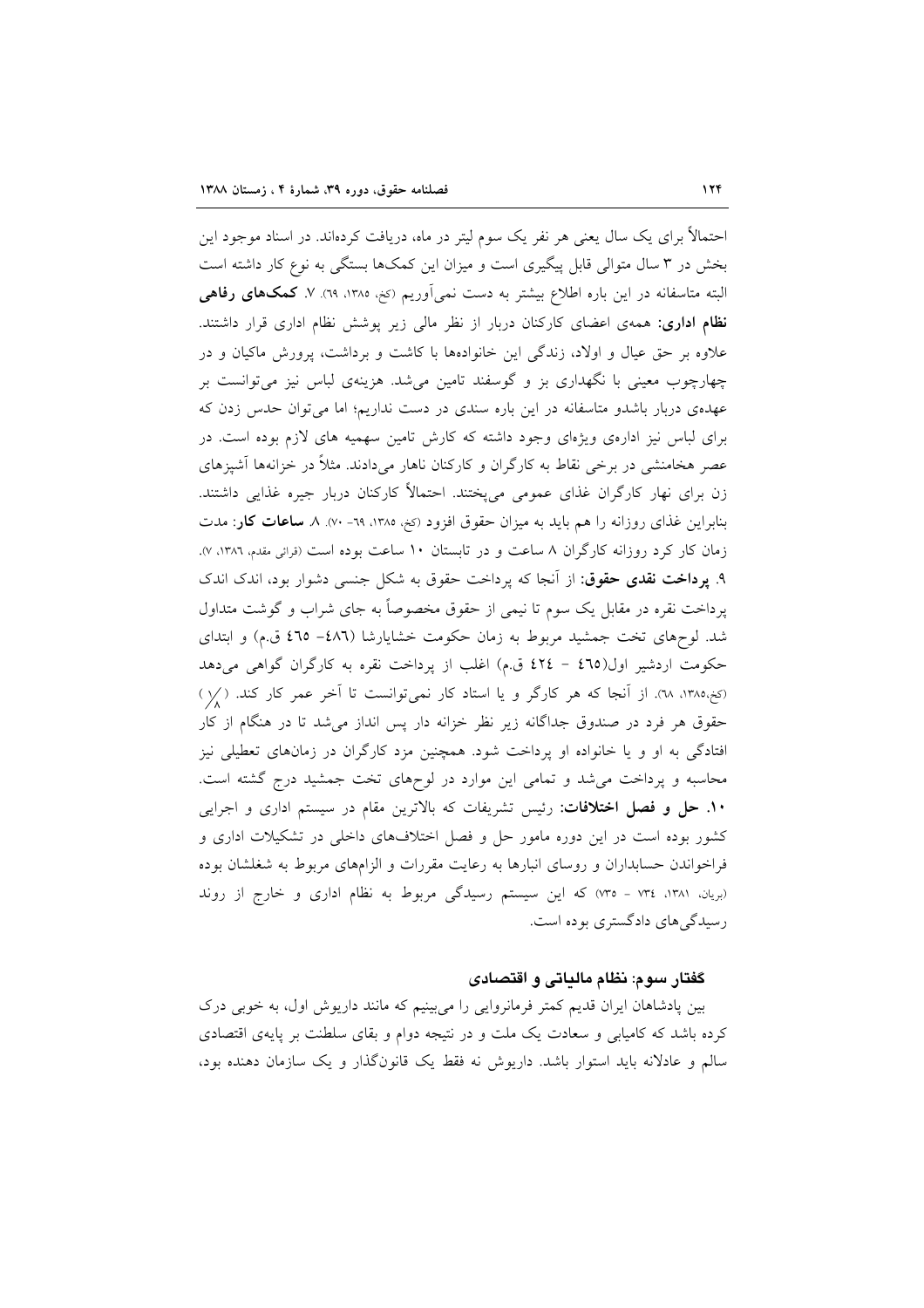احتمالاً برای یک سال یعنی هر نفر یک سوم لیتر در ماه، دریافت کرده‌اند. در اسناد موجود این بخش در ۳ سال متوالی قابل پیگیری است و میزان این کمک‌ها بستگی به نوع کار داشته است البته متاسفانه در این باره اطلاع بیشتر به دست نمی‌آوریم (کخ، ۱۳۸۵، ۶۹). ۷. **کمک‌های رفاهی نظام اداری:** همه‌ی اعضای کارکنان دربار از نظر مالی زیر پوشش نظام اداری قرار داشتند. علاوه بر حق عیال و اولاد، زندگی این خانواده‌ها با کاشت و برداشت، پرورش ماکیان و در چهارچوب معینی با نگهداری بز و گوسفند تامین می‌شد. هزینه‌ی لباس نیز می‌توانست بر عهده‌ی دربار باشدو متاسفانه در این باره سندی در دست نداریم؛ اما می‌توان حدس زدن که برای لباس نیز اداره‌ی ویژه‌ای وجود داشته که کارش تامین سهمیه های لازم بوده است. در عصر هخامنشی در برخی نقاط به کارگران و کارکنان ناهار می‌دادند. مثلاً در خزانه‌ها آشپزهای زن برای نهار کارگران غذای عمومی می‌پختند. احتمالاً کارکنان دربار جیره غذایی داشتند. بنابراین غذای روزانه را هم باید به میزان حقوق افزود (کخ، ۱۳۸۵، ۶۹- ۷۰). ۸. **ساعات کار:** مدت زمان کار کرد روزانه کارگران ۸ ساعت و در تابستان ۱۰ ساعت بوده است (قرائی مقدم، ۱۳۸۶، ۷). ۹. **پرداخت نقدی حقوق:** از آنجا که پرداخت حقوق به شکل جنسی دشوار بود، اندک اندک پرداخت نقره در مقابل یک سوم تا نیمی از حقوق مخصوصاً به جای شراب و گوشت متداول شد. لوح‌های تخت جمشید مربوط به زمان حکومت خشایارشا (۴۸۶– ۴۶۵ ق.م) و ابتدای حکومت اردشیر اول(۴۶۵ - ۴۲۴ ق.م) اغلب از پرداخت نقره به کارگران گواهی می‌دهد (کخ،۱۳۸۵، ۶۸). از آنجا که هر کارگر و یا استاد کار نمی‌توانست تا آخر عمر کار کند. ($\frac{1}{8}$) حقوق هر فرد در صندوق جداگانه زیر نظر خزانه دار پس انداز می‌شد تا در هنگام از کار افتادگی به او و یا خانواده او پرداخت شود. همچنین مزد کارگران در زمان‌های تعطیلی نیز محاسبه و پرداخت می‌شد و تمامی این موارد در لوح‌های تخت جمشید درج گشته است. ۱۰. **حل و فصل اختلافات:** رئیس تشریفات که بالاترین مقام در سیستم اداری و اجرایی کشور بوده است در این دوره مامور حل و فصل اختلاف‌های داخلی در تشکیلات اداری و فراخواندن حسابداران و روسای انبارها به رعایت مقررات و الزام‌های مربوط به شغلشان بوده (بریان، ۱۳۸۱، ۷۳۴ - ۷۳۵) که این سیستم رسیدگی مربوط به نظام اداری و خارج از روند رسیدگی‌های دادگستری بوده است.

### گفتار سوم: نظام مالیاتی و اقتصادی

بین پادشاهان ایران قدیم کمتر فرمانروایی را می‌بینیم که مانند داریوش اول، به خوبی درک کرده باشد که کامیابی و سعادت یک ملت و در نتیجه دوام و بقای سلطنت بر پایه‌ی اقتصادی سالم و عادلانه باید استوار باشد. داریوش نه فقط یک قانون‌گذار و یک سازمان دهنده بود،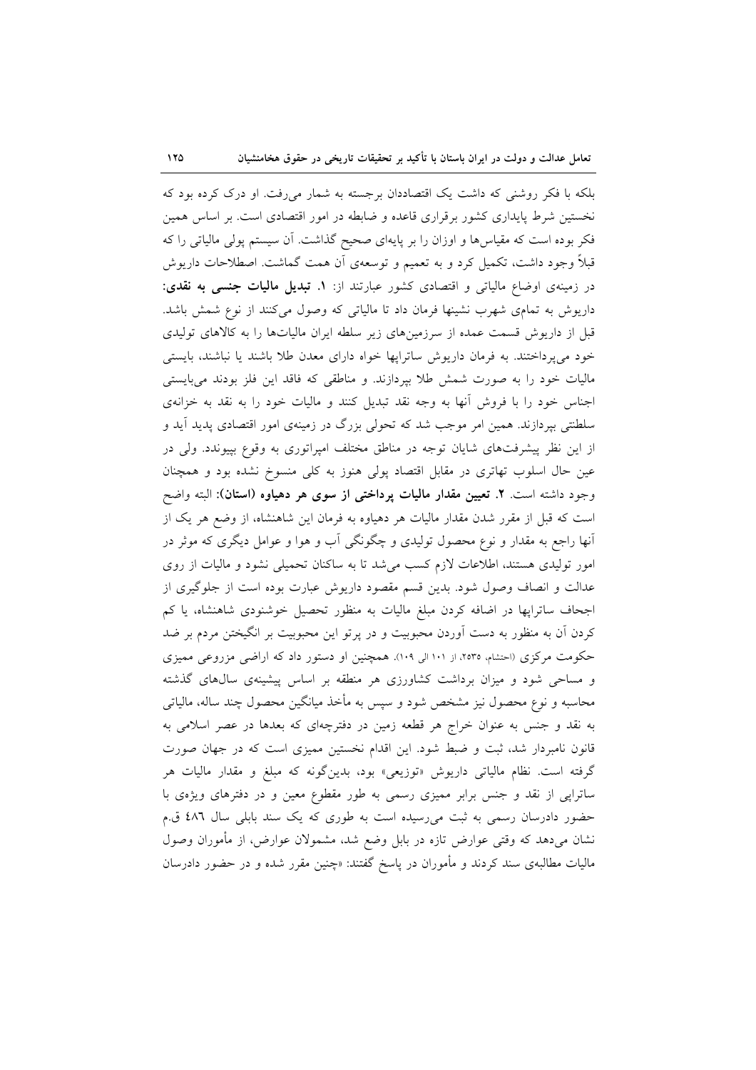بلکه با فکر روشنی که داشت یک اقتصاددان برجسته به شمار می‌رفت. او درک کرده بود که نخستین شرط پایداری کشور برقراری قاعده و ضابطه در امور اقتصادی است. بر اساس همین فکر بوده است که مقیاس‌ها و اوزان را بر پایه‌ای صحیح گذاشت. آن سیستم پولی مالیاتی را که قبلاً وجود داشت، تکمیل کرد و به تعمیم و توسعه‌ی آن همت گماشت. اصطلاحات داریوش در زمینه‌ی اوضاع مالیاتی و اقتصادی کشور عبارتند از: **۱. تبدیل مالیات جنسی به نقدی:** داریوش به تمامی شهرب نشینها فرمان داد تا مالیاتی که وصول می‌کنند از نوع شمش باشد. قبل از داریوش قسمت عمده از سرزمین‌های زیر سلطه ایران مالیات‌ها را به کالاهای تولیدی خود می‌پرداختند. به فرمان داریوش ساتراپها خواه دارای معدن طلا باشند یا نباشند، بایستی مالیات خود را به صورت شمش طلا بپردازند. و مناطقی که فاقد این فلز بودند می‌بایستی اجناس خود را با فروش آنها به وجه نقد تبدیل کنند و مالیات خود را به نقد به خزانه‌ی سلطنتی بپردازند. همین امر موجب شد که تحولی بزرگ در زمینه‌ی امور اقتصادی پدید آید و از این نظر پیشرفت‌های شایان توجه در مناطق مختلف امپراتوری به وقوع بپیوندد. ولی در عین حال اسلوب تهاتری در مقابل اقتصاد پولی هنوز به کلی منسوخ نشده بود و همچنان وجود داشته است. **۲. تعیین مقدار مالیات پرداختی از سوی هر دهیاوه (استان):** البته واضح است که قبل از مقرر شدن مقدار مالیات هر دهیاوه به فرمان این شاهنشاه، از وضع هر یک از آنها راجع به مقدار و نوع محصول تولیدی و چگونگی آب و هوا و عوامل دیگری که موثر در امور تولیدی هستند، اطلاعات لازم کسب می‌شد تا به ساکنان تحمیلی نشود و مالیات از روی عدالت و انصاف وصول شود. بدین قسم مقصود داریوش عبارت بوده است از جلوگیری از اجحاف ساتراپها در اضافه کردن مبلغ مالیات به منظور تحصیل خوشنودی شاهنشاه، یا کم کردن آن به منظور به دست آوردن محبوبیت و در پرتو این محبوبیت بر انگیختن مردم بر ضد حکومت مرکزی (احتشام، ۲۵۳۵، از ۱۰۱ الی ۱۰۹). همچنین او دستور داد که اراضی مزروعی ممیزی و مساحی شود و میزان برداشت کشاورزی هر منطقه بر اساس پیشینه‌ی سال‌های گذشته محاسبه و نوع محصول نیز مشخص شود و سپس به مأخذ میانگین محصول چند ساله، مالیاتی به نقد و جنس به عنوان خراج هر قطعه زمین در دفترچه‌ای که بعدها در عصر اسلامی به قانون نامبردار شد، ثبت و ضبط شود. این اقدام نخستین ممیزی است که در جهان صورت گرفته است. نظام مالیاتی داریوش «توزیعی» بود، بدین‌گونه که مبلغ و مقدار مالیات هر ساتراپی از نقد و جنس برابر ممیزی رسمی به طور مقطوع معین و در دفترهای ویژه‌ی با حضور دادرسان رسمی به ثبت می‌رسیده است به طوری که یک سند بابلی سال ٤٨٦ ق.م نشان می‌دهد که وقتی عوارض تازه در بابل وضع شد، مشمولان عوارض، از مأموران وصول مالیات مطالبه‌ی سند کردند و مأموران در پاسخ گفتند: «چنین مقرر شده و در حضور دادرسان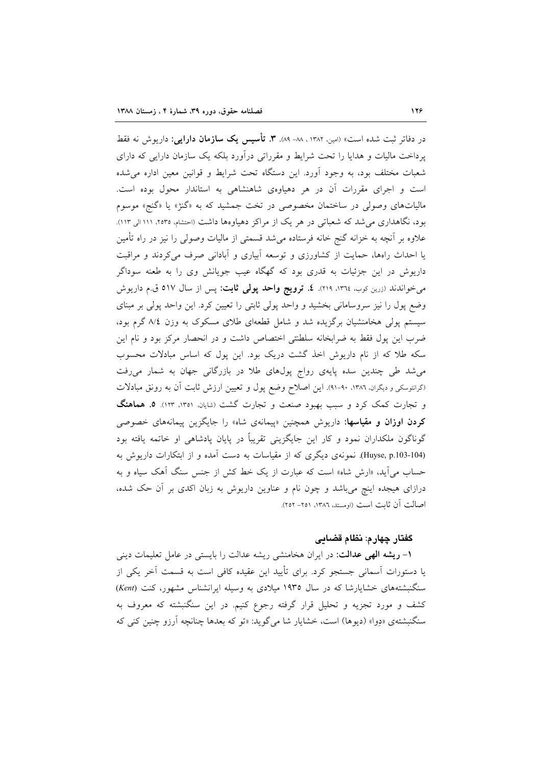در دفاتر ثبت شده است» (امین، ۱۳۸۲ ، ۸۸- ۸۹). **۳. تأسیس یک سازمان دارایی:** داریوش نه فقط پرداخت مالیات و هدایا را تحت شرایط و مقرراتی درآورد بلکه یک سازمان دارایی که دارای شعبات مختلف بود، به وجود آورد. این دستگاه تحت شرایط و قوانین معین اداره می‌شده است و اجرای مقررات آن در هر دهیاوه‌ی شاهنشاهی به استاندار محول بوده است. مالیات‌های وصولی در ساختمان مخصوصی در تخت جمشید که به «گنژ» یا «گنج» موسوم بود، نگاهداری می‌شد که شعباتی در هر یک از مراکز دهیاوه‌ها داشت (احتشام، ۲۵۳۵، ۱۱۱ الی ۱۱۳). علاوه بر آنچه به خزانه گنج خانه فرستاده می‌شد قسمتی از مالیات وصولی را نیز در راه تأمین یا احداث راه‌ها، حمایت از کشاورزی و توسعه آبیاری و آبادانی صرف می‌کردند و مراقبت داریوش در این جزئیات به قدری بود که گهگاه عیب جویانش وی را به طعنه سوداگر می‌خواندند (زرین کوب، ۱۳٦٤، ۲۱۹). **٤. ترویج واحد پولی ثابت:** پس از سال ۵۱۷ ق.م داریوش وضع پول را نیز سروسامانی بخشید و واحد پولی ثابتی را تعیین کرد. این واحد پولی بر مبنای سیستم پولی هخامنشیان برگزیده شد و شامل قطعه‌ای طلای مسکوک به وزن ۸/٤ گرم بود، ضرب این پول فقط به ضرابخانه سلطنتی اختصاص داشت و در انحصار مرکز بود و نام این سکه طلا که از نام داریوش اخذ گشت دریک بود. این پول که اساس مبادلات محسوب می‌شد طی چندین سده پایه‌ی رواج پول‌های طلا در بازرگانی جهان به شمار می‌رفت (گرانتوسکی و دیگران، ۱۳۸٦، ۹۰-۹۱). این اصلاح وضع پول و تعیین ارزش ثابت آن به رونق مبادلات و تجارت کمک کرد و سبب بهبود صنعت و تجارت گشت (شایان، ۱۳۵۱، ۱۲۳). **۵. هماهنگ کردن اوزان و مقیاسها:** داریوش همچنین «پیمانه‌ی شاه» را جایگزین پیمانه‌های خصوصی گوناگون ملکداران نمود و کار این جایگزینی تقریباً در پایان پادشاهی او خاتمه یافته بود (Huyse, p.103-104). نمونه‌ی دیگری که از مقیاسات به دست آمده و از ابتکارات داریوش به حساب می‌آید، «ارش شاه» است که عبارت از یک خط کش از جنس سنگ آهک سیاه و به درازای هیجده اینچ می‌باشد و چون نام و عناوین داریوش به زبان اکدی بر آن حک شده، اصالت آن ثابت است (اومستد، ۱۳۸٦، ۲۵۱- ۲۵۲).

### گفتار چهارم: نظام قضایی

**۱- ریشه الهی عدالت:** در ایران هخامنشی ریشه عدالت را بایستی در عامل تعلیمات دینی یا دستورات آسمانی جستجو کرد. برای تأیید این عقیده کافی است به قسمت آخر یکی از سنگنبشته‌های خشایارشا که در سال ۱۹۳۵ میلادی به وسیله ایرانشناس مشهور، کنت (*Kent*) کشف و مورد تجزیه و تحلیل قرار گرفته رجوع کنیم. در این سنگنبشته که معروف به سنگنبشته‌ی «دِوا» (دیوها) است، خشایار شا می‌گوید: «تو که بعدها چنانچه آرزو چنین کنی که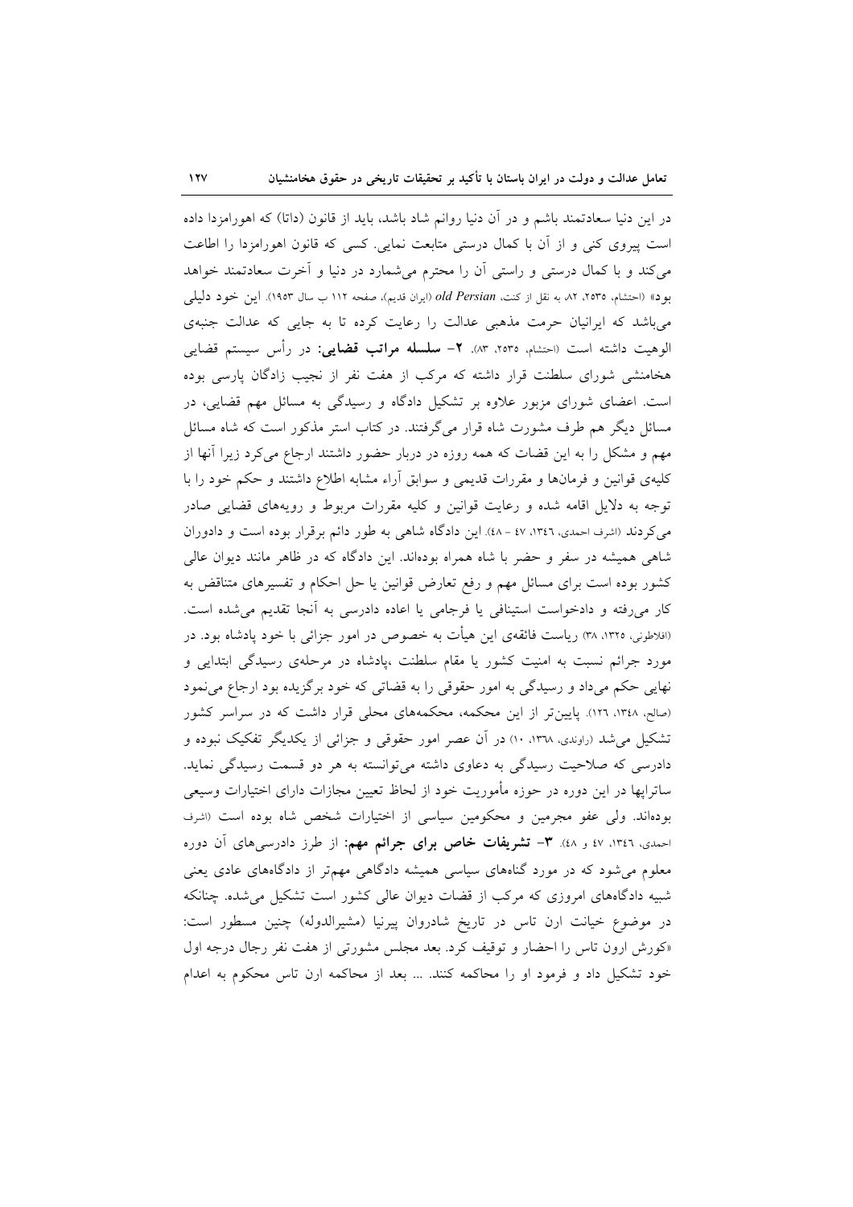در این دنیا سعادتمند باشم و در آن دنیا روانم شاد باشد، باید از قانون (داتا) که اهورامزدا داده است پیروی کنی و از آن با کمال درستی متابعت نمایی. کسی که قانون اهورامزدا را اطاعت می‌کند و با کمال درستی و راستی آن را محترم می‌شمارد در دنیا و آخرت سعادتمند خواهد بود» (احتشام، ۲۵۳۵، ۸۲، به نقل از کنت، *old Persian* (ایران قدیم)، صفحه ۱۱۲ ب سال ۱۹۵۳). این خود دلیلی می‌باشد که ایرانیان حرمت مذهبی عدالت را رعایت کرده تا به جایی که عدالت جنبه‌ی الوهیت داشته است (احتشام، ۲۵۳۵، ۸۳). **۲- سلسله مراتب قضایی:** در رأس سیستم قضایی هخامنشی شورای سلطنت قرار داشته که مرکب از هفت نفر از نجیب زادگان پارسی بوده است. اعضای شورای مزبور علاوه بر تشکیل دادگاه و رسیدگی به مسائل مهم قضایی، در مسائل دیگر هم طرف مشورت شاه قرار می‌گرفتند. در کتاب استر مذکور است که شاه مسائل مهم و مشکل را به این قضات که همه روزه در دربار حضور داشتند ارجاع می‌کرد زیرا آنها از کلیه‌ی قوانین و فرمان‌ها و مقررات قدیمی و سوابق آراء مشابه اطلاع داشتند و حکم خود را با توجه به دلایل اقامه شده و رعایت قوانین و کلیه مقررات مربوط و رویه‌های قضایی صادر می‌کردند (اشرف احمدی، ۱۳٤٦، ٤٧ - ٤٨). این دادگاه شاهی به طور دائم برقرار بوده است و دادوران شاهی همیشه در سفر و حضر با شاه همراه بوده‌اند. این دادگاه که در ظاهر مانند دیوان عالی کشور بوده است برای مسائل مهم و رفع تعارض قوانین یا حل احکام و تفسیرهای متناقض به کار می‌رفته و دادخواست استینافی یا فرجامی یا اعاده دادرسی به آنجا تقدیم می‌شده است. (افلاطونی، ۱۳۲۵، ۳۸) ریاست فائقه‌ی این هیأت به خصوص در امور جزائی با خود پادشاه بود. در مورد جرائم نسبت به امنیت کشور یا مقام سلطنت ،پادشاه در مرحله‌ی رسیدگی ابتدایی و نهایی حکم می‌داد و رسیدگی به امور حقوقی را به قضاتی که خود برگزیده بود ارجاع می‌نمود (صالح، ۱۳٤٨، ۱۲٦). پایین‌تر از این محکمه، محکمه‌های محلی قرار داشت که در سراسر کشور تشکیل می‌شد (راوندی، ۱۳٦٨، ۱۰) در آن عصر امور حقوقی و جزائی از یکدیگر تفکیک نبوده و دادرسی که صلاحیت رسیدگی به دعاوی داشته می‌توانسته به هر دو قسمت رسیدگی نماید. ساتراپها در این دوره در حوزه مأموریت خود از لحاظ تعیین مجازات دارای اختیارات وسیعی بوده‌اند. ولی عفو مجرمین و محکومین سیاسی از اختیارات شخص شاه بوده است (اشرف احمدی، ۱۳٤٦، ٤٧ و ٤٨). **۳- تشریفات خاص برای جرائم مهم:** از طرز دادرسی‌های آن دوره معلوم می‌شود که در مورد گناه‌های سیاسی همیشه دادگاهی مهم‌تر از دادگاه‌های عادی یعنی شبیه دادگاه‌های امروزی که مرکب از قضات دیوان عالی کشور است تشکیل می‌شده. چنانکه در موضوع خیانت ارن تاس در تاریخ شادروان پیرنیا (مشیرالدوله) چنین مسطور است: «کورش ارون تاس را احضار و توقیف کرد. بعد مجلس مشورتی از هفت نفر رجال درجه اول خود تشکیل داد و فرمود او را محاکمه کنند. ... بعد از محاکمه ارن تاس محکوم به اعدام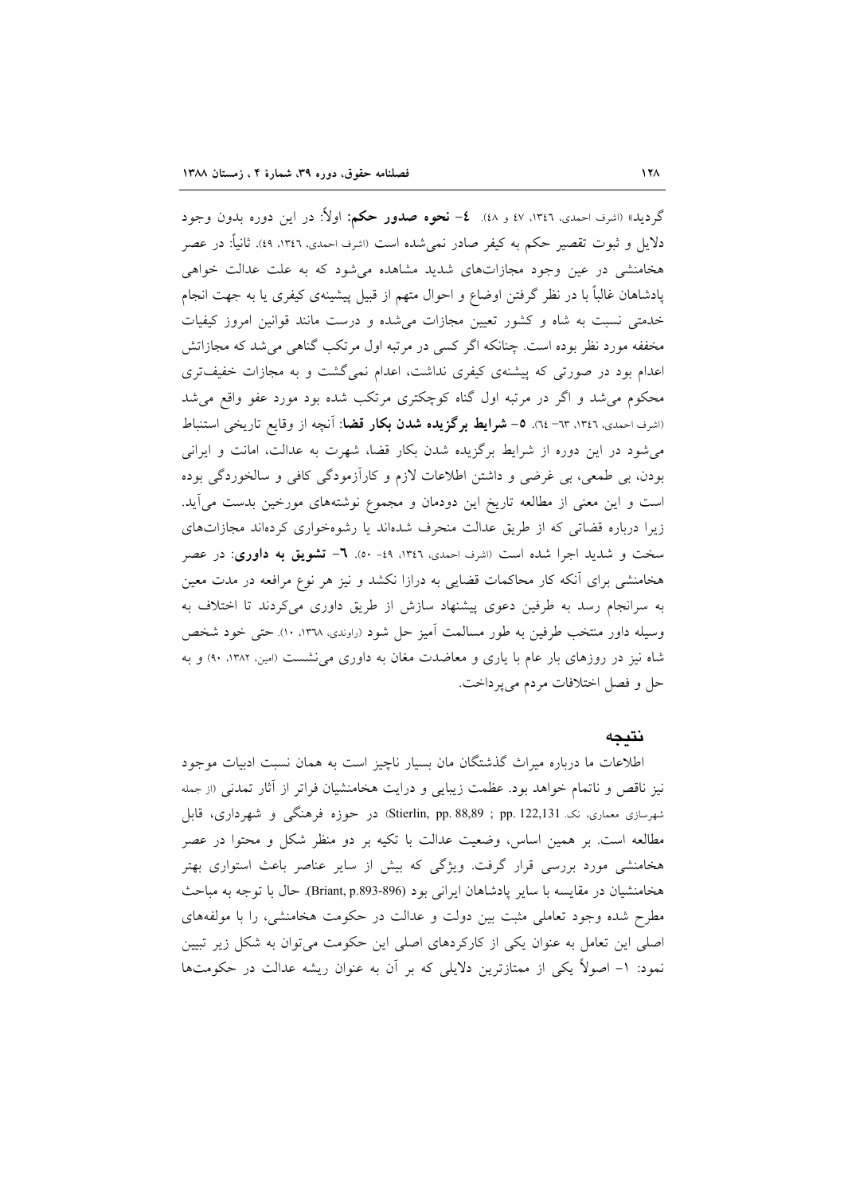گردید» (اشرف احمدی، ۱۳۴٦، ۴۷ و ۴۸). **۴- نحوه صدور حکم:** اولاً: در این دوره بدون وجود دلایل و ثبوت تقصیر حکم به کیفر صادر نمی‌شده است (اشرف احمدی، ۱۳۴٦، ۴۹). ثانیاً: در عصر هخامنشی در عین وجود مجازات‌های شدید مشاهده می‌شود که به علت عدالت خواهی پادشاهان غالباً با در نظر گرفتن اوضاع و احوال متهم از قبیل پیشینه‌ی کیفری یا به جهت انجام خدمتی نسبت به شاه و کشور تعیین مجازات می‌شده و درست مانند قوانین امروز کیفیات مخففه مورد نظر بوده است. چنانکه اگر کسی در مرتبه اول مرتکب گناهی می‌شد که مجازاتش اعدام بود در صورتی که پیشینه‌ی کیفری نداشت، اعدام نمی‌گشت و به مجازات خفیف‌تری محکوم می‌شد و اگر در مرتبه اول گناه کوچکتری مرتکب شده بود مورد عفو واقع می‌شد (اشرف احمدی، ۱۳۴٦، ٦۳- ٦۴). **۵- شرایط برگزیده شدن بکار قضا:** آنچه از وقایع تاریخی استنباط می‌شود در این دوره از شرایط برگزیده شدن بکار قضا، شهرت به عدالت، امانت و ایرانی بودن، بی طمعی، بی غرضی و داشتن اطلاعات لازم و کارآزمودگی کافی و سالخوردگی بوده است و این معنی از مطالعه تاریخ این دودمان و مجموع نوشته‌های مورخین بدست می‌آید. زیرا درباره قضاتی که از طریق عدالت منحرف شده‌اند یا رشوه‌خواری کرده‌اند مجازات‌های سخت و شدید اجرا شده است (اشرف احمدی، ۱۳۴٦، ۴۹- ۵۰). **٦- تشویق به داوری:** در عصر هخامنشی برای آنکه کار محاکمات قضایی به درازا نکشد و نیز هر نوع مرافعه در مدت معین به سرانجام رسد به طرفین دعوی پیشنهاد سازش از طریق داوری می‌کردند تا اختلاف به وسیله داور منتخب طرفین به طور مسالمت آمیز حل شود (راوندی، ۱۳٦۸، ۱۰). حتی خود شخص شاه نیز در روزهای بار عام با یاری و معاضدت مغان به داوری می‌نشست (امین، ۱۳۸۲، ۹۰) و به حل و فصل اختلافات مردم می‌پرداخت.

## نتیجه

اطلاعات ما درباره میراث گذشتگان مان بسیار ناچیز است به همان نسبت ادبیات موجود نیز ناقص و ناتمام خواهد بود. عظمت زیبایی و درایت هخامنشیان فراتر از آثار تمدنی (از جمله شهرسازی معماری، نک. Stierlin, pp. 88,89 ; pp. 122,131) در حوزه فرهنگی و شهرداری، قابل مطالعه است. بر همین اساس، وضعیت عدالت با تکیه بر دو منظر شکل و محتوا در عصر هخامنشی مورد بررسی قرار گرفت. ویژگی که بیش از سایر عناصر باعث استواری بهتر هخامنشیان در مقایسه با سایر پادشاهان ایرانی بود (Briant, p.893-896). حال با توجه به مباحث مطرح شده وجود تعاملی مثبت بین دولت و عدالت در حکومت هخامنشی، را با مولفه‌های اصلی این تعامل به عنوان یکی از کارکردهای اصلی این حکومت می‌توان به شکل زیر تبیین نمود: ۱- اصولاً یکی از ممتازترین دلایلی که بر آن به عنوان ریشه عدالت در حکومت‌ها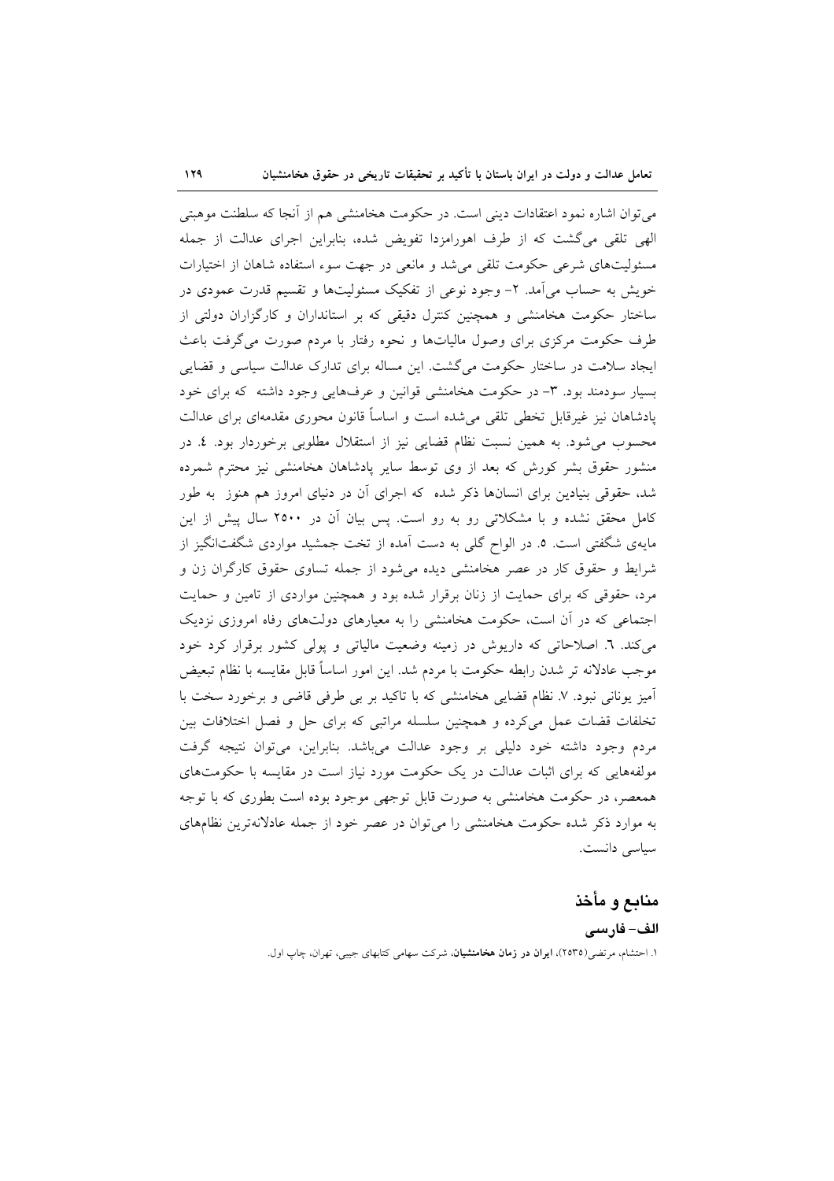می‌توان اشاره نمود اعتقادات دینی است. در حکومت هخامنشی هم از آنجا که سلطنت موهبتی الهی تلقی می‌گشت که از طرف اهورامزدا تفویض شده، بنابراین اجرای عدالت از جمله مسئولیت‌های شرعی حکومت تلقی می‌شد و مانعی در جهت سوء استفاده شاهان از اختیارات خویش به حساب می‌آمد. ۲- وجود نوعی از تفکیک مسئولیت‌ها و تقسیم قدرت عمودی در ساختار حکومت هخامنشی و همچنین کنترل دقیقی که بر استانداران و کارگزاران دولتی از طرف حکومت مرکزی برای وصول مالیات‌ها و نحوه رفتار با مردم صورت می‌گرفت باعث ایجاد سلامت در ساختار حکومت می‌گشت. این مساله برای تدارک عدالت سیاسی و قضایی بسیار سودمند بود. ۳- در حکومت هخامنشی قوانین و عرف‌هایی وجود داشته که برای خود پادشاهان نیز غیرقابل تخطی تلقی می‌شده است و اساساً قانون محوری مقدمه‌ای برای عدالت محسوب می‌شود. به همین نسبت نظام قضایی نیز از استقلال مطلوبی برخوردار بود. ٤. در منشور حقوق بشر کورش که بعد از وی توسط سایر پادشاهان هخامنشی نیز محترم شمرده شد، حقوقی بنیادین برای انسان‌ها ذکر شده که اجرای آن در دنیای امروز هم هنوز به طور کامل محقق نشده و با مشکلاتی رو به رو است. پس بیان آن در ۲۵۰۰ سال پیش از این مایه‌ی شگفتی است. ٥. در الواح گلی به دست آمده از تخت جمشید مواردی شگفت‌انگیز از شرایط و حقوق کار در عصر هخامنشی دیده می‌شود از جمله تساوی حقوق کارگران زن و مرد، حقوقی که برای حمایت از زنان برقرار شده بود و همچنین مواردی از تامین و حمایت اجتماعی که در آن است، حکومت هخامنشی را به معیارهای دولت‌های رفاه امروزی نزدیک می‌کند. ٦. اصلاحاتی که داریوش در زمینه وضعیت مالیاتی و پولی کشور برقرار کرد خود موجب عادلانه تر شدن رابطه حکومت با مردم شد. این امور اساساً قابل مقایسه با نظام تبعیض آمیز یونانی نبود. ۷. نظام قضایی هخامنشی که با تاکید بر بی طرفی قاضی و برخورد سخت با تخلفات قضات عمل می‌کرده و همچنین سلسله مراتبی که برای حل و فصل اختلافات بین مردم وجود داشته خود دلیلی بر وجود عدالت می‌باشد. بنابراین، می‌توان نتیجه گرفت مولفه‌هایی که برای اثبات عدالت در یک حکومت مورد نیاز است در مقایسه با حکومت‌های همعصر، در حکومت هخامنشی به صورت قابل توجهی موجود بوده است بطوری که با توجه به موارد ذکر شده حکومت هخامنشی را می‌توان در عصر خود از جمله عادلانه‌ترین نظام‌های سیاسی دانست.

## منابع و مأخذ

### الف- فارسی

۱. احتشام، مرتضی(۲۵۳۵)، **ایران در زمان هخامنشیان**، شرکت سهامی کتابهای جیبی، تهران، چاپ اول.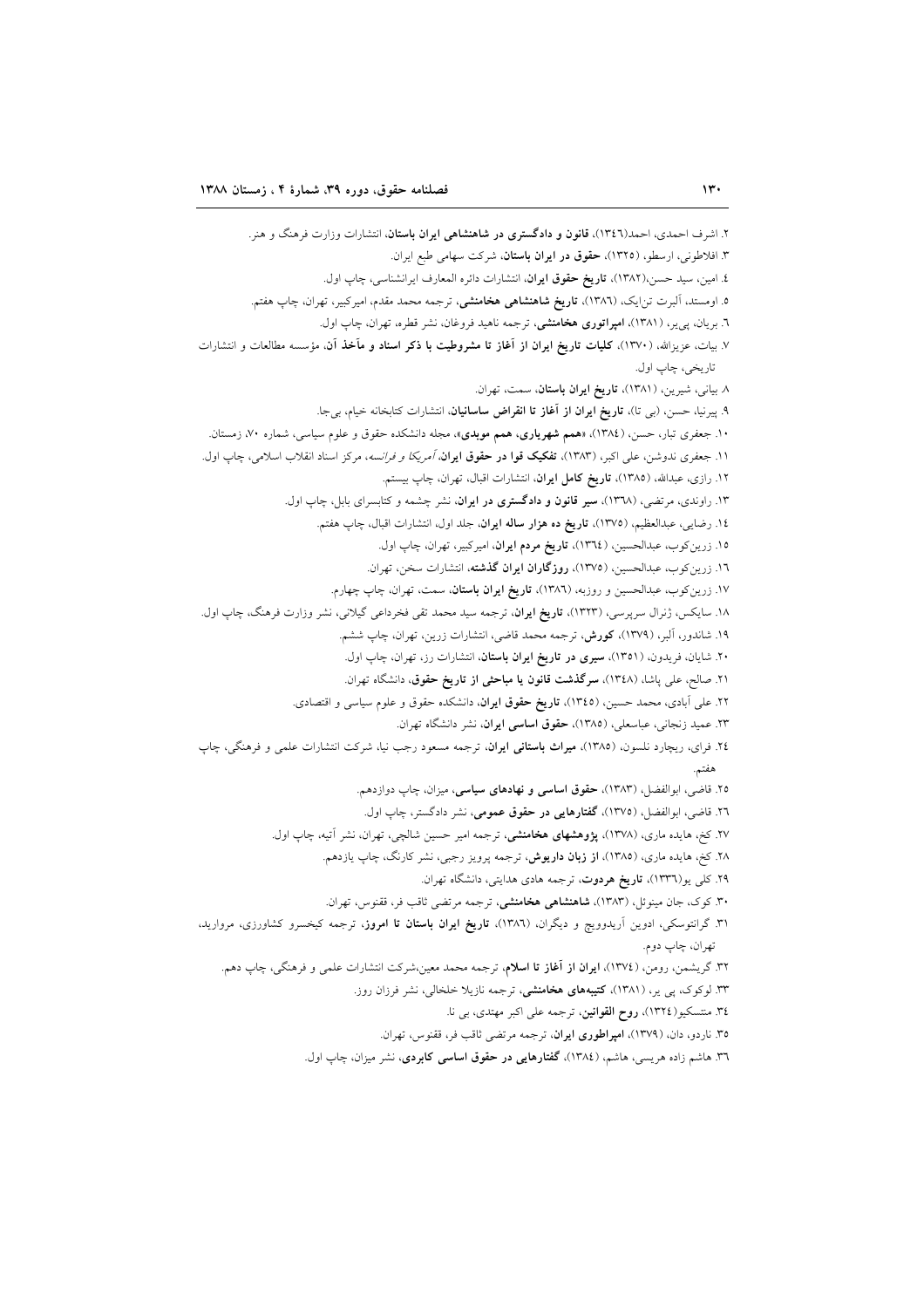۲. اشرف احمدی، احمد(۱۳٤٦)، **قانون و دادگستری در شاهنشاهی ایران باستان**، انتشارات وزارت فرهنگ و هنر.

۳. افلاطونی، ارسطو، (۱۳۲۵)، **حقوق در ایران باستان**، شرکت سهامی طبع ایران.

٤. امین، سید حسن،(۱۳۸۲)، **تاریخ حقوق ایران**، انتشارات دائره المعارف ایرانشناسی، چاپ اول.

٥. اومستد، آلبرت تن‌ایک، (۱۳۸٦)، **تاریخ شاهنشاهی هخامنشی**، ترجمه محمد مقدم، امیرکبیر، تهران، چاپ هفتم.

٦. بریان، پی‌یر، (۱۳۸۱)، **امپراتوری هخامنشی**، ترجمه ناهید فروغان، نشر قطره، تهران، چاپ اول.

۷. بیات، عزیزالله، (۱۳۷۰)، **کلیات تاریخ ایران از آغاز تا مشروطیت با ذکر اسناد و مآخذ آن**، مؤسسه مطالعات و انتشارات تاریخی، چاپ اول.

۸. بیانی، شیرین، (۱۳۸۱)، **تاریخ ایران باستان**، سمت، تهران.

۹. پیرنیا، حسن، (بی تا)، **تاریخ ایران از آغاز تا انقراض ساسانیان**، انتشارات کتابخانه خیام، بی‌جا.

۱۰. جعفری تبار، حسن، (۱۳۸٤)، «**همم شهریاری، همم موبدی**»، مجله دانشکده حقوق و علوم سیاسی، شماره ۷۰، زمستان.

۱۱. جعفری ندوشن، علی اکبر، (۱۳۸۳)، **تفکیک قوا در حقوق ایران**، *آمریکا و فرانسه*، مرکز اسناد انقلاب اسلامی، چاپ اول.

۱۲. رازی، عبدالله، (۱۳۸٥)، **تاریخ کامل ایران**، انتشارات اقبال، تهران، چاپ بیستم.

۱۳. راوندی، مرتضی، (۱۳٦۸)، **سیر قانون و دادگستری در ایران**، نشر چشمه و کتابسرای بابل، چاپ اول.

۱٤. رضایی، عبدالعظیم، (۱۳۷٥)، **تاریخ ده هزار ساله ایران**، جلد اول، انتشارات اقبال، چاپ هفتم.

۱٥. زرین‌کوب، عبدالحسین، (۱۳٦٤)، **تاریخ مردم ایران**، امیرکبیر، تهران، چاپ اول.

۱٦. زرین‌کوب، عبدالحسین، (۱۳۷٥)، **روزگاران ایران گذشته**، انتشارات سخن، تهران.

۱۷. زرین‌کوب، عبدالحسین و روزبه، (۱۳۸٦)، **تاریخ ایران باستان**، سمت، تهران، چاپ چهارم.

۱۸. سایکس، ژنرال سرپرسی، (۱۳۲۳)، **تاریخ ایران**، ترجمه سید محمد تقی فخرداعی گیلانی، نشر وزارت فرهنگ، چاپ اول.

۱۹. شاندور، آلبر، (۱۳۷۹)، **کورش**، ترجمه محمد قاضی، انتشارات زرین، تهران، چاپ ششم.

۲۰. شایان، فریدون، (۱۳٥۱)، **سیری در تاریخ ایران باستان**، انتشارات رز، تهران، چاپ اول.

۲۱. صالح، علی پاشا، (۱۳٤۸)، **سرگذشت قانون یا مباحثی از تاریخ حقوق**، دانشگاه تهران.

۲۲. علی آبادی، محمد حسین، (۱۳٤٥)، **تاریخ حقوق ایران**، دانشکده حقوق و علوم سیاسی و اقتصادی.

۲۳. عمید زنجانی، عباسعلی، (۱۳۸٥)، **حقوق اساسی ایران**، نشر دانشگاه تهران.

۲٤. فرای، ریچارد نلسون، (۱۳۸٥)، **میراث باستانی ایران**، ترجمه مسعود رجب نیا، شرکت انتشارات علمی و فرهنگی، چاپ هفتم.

۲٥. قاضی، ابوالفضل، (۱۳۸۳)، **حقوق اساسی و نهادهای سیاسی**، میزان، چاپ دوازدهم.

۲٦. قاضی، ابوالفضل، (۱۳۷٥)، **گفتارهایی در حقوق عمومی**، نشر دادگستر، چاپ اول.

۲۷. کخ، هایده ماری، (۱۳۷۸)، **پژوهشهای هخامنشی**، ترجمه امیر حسین شالچی، تهران، نشر آتیه، چاپ اول.

۲۸. کخ، هایده ماری، (۱۳۸٥)، **از زبان داریوش**، ترجمه پرویز رجبی، نشر کارنگ، چاپ یازدهم.

۲۹. کلی یو(۱۳۳٦)، **تاریخ هردوت**، ترجمه هادی هدایتی، دانشگاه تهران.

۳۰. کوک، جان مینوئل، (۱۳۸۳)، **شاهنشاهی هخامنشی**، ترجمه مرتضی ثاقب فر، ققنوس، تهران.

۳۱. گرانتوسکی، ادوین آریدوویچ و دیگران، (۱۳۸٦)، **تاریخ ایران باستان تا امروز**، ترجمه کیخسرو کشاورزی، مروارید، تهران، چاپ دوم.

۳۲. گریشمن، رومن، (۱۳۷٤)، **ایران از آغاز تا اسلام**، ترجمه محمد معین،شرکت انتشارات علمی و فرهنگی، چاپ دهم.

۳۳. لوکوک، پی یر، (۱۳۸۱)، **کتیبه‌های هخامنشی**، ترجمه نازیلا خلخالی، نشر فرزان روز.

۳٤. منتسکیو(۱۳۲٤)، **روح القوانین**، ترجمه علی اکبر مهتدی، بی نا.

۳٥. ناردو، دان، (۱۳۷۹)، **امپراطوری ایران**، ترجمه مرتضی ثاقب فر، ققنوس، تهران.

۳٦. هاشم زاده هریسی، هاشم، (۱۳۸٤)، **گفتارهایی در حقوق اساسی کابردی**، نشر میزان، چاپ اول.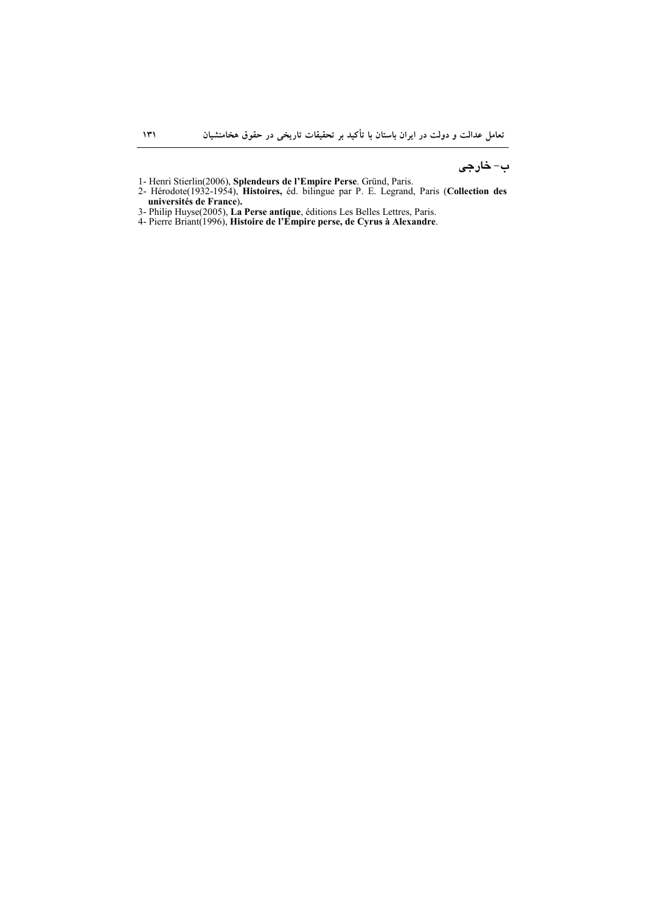## ب- خارجی

1- Henri Stierlin(2006), **Splendeurs de l'Empire Perse**. Gründ, Paris.
2- Hérodote(1932-1954), **Histoires,** éd. bilingue par P. E. Legrand, Paris (**Collection des universités de France**).
3- Philip Huyse(2005), **La Perse antique**, éditions Les Belles Lettres, Paris.
4- Pierre Briant(1996), **Histoire de l'Empire perse, de Cyrus à Alexandre**.